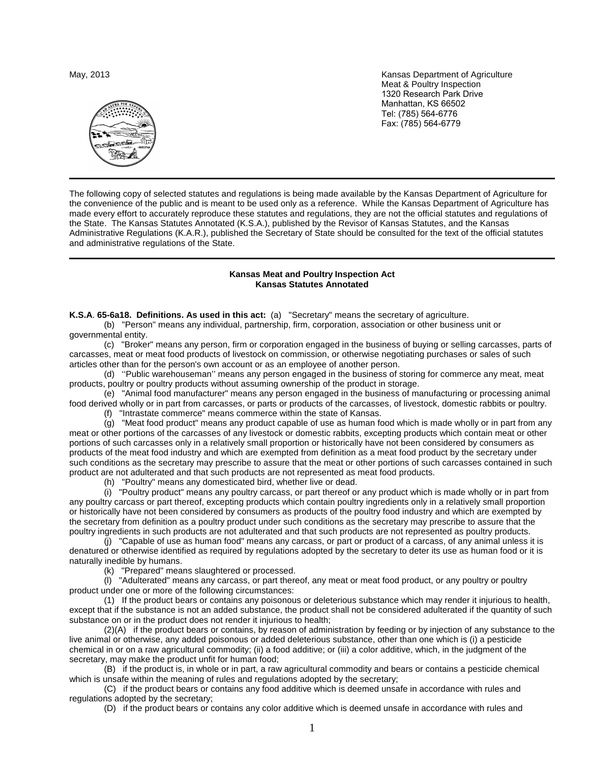May, 2013

Kansas Department of Agriculture
Meat & Poultry Inspection
1320 Research Park Drive
Manhattan, KS 66502
Tel: (785) 564-6776
Fax: (785) 564-6779

---

The following copy of selected statutes and regulations is being made available by the Kansas Department of Agriculture for the convenience of the public and is meant to be used only as a reference. While the Kansas Department of Agriculture has made every effort to accurately reproduce these statutes and regulations, they are not the official statutes and regulations of the State. The Kansas Statutes Annotated (K.S.A.), published by the Revisor of Kansas Statutes, and the Kansas Administrative Regulations (K.A.R.), published the Secretary of State should be consulted for the text of the official statutes and administrative regulations of the State.

---

**Kansas Meat and Poultry Inspection Act**
**Kansas Statutes Annotated**

**K.S.A. 65-6a18. Definitions. As used in this act:** (a) "Secretary" means the secretary of agriculture.

(b) "Person" means any individual, partnership, firm, corporation, association or other business unit or governmental entity.

(c) "Broker" means any person, firm or corporation engaged in the business of buying or selling carcasses, parts of carcasses, meat or meat food products of livestock on commission, or otherwise negotiating purchases or sales of such articles other than for the person's own account or as an employee of another person.

(d) ''Public warehouseman'' means any person engaged in the business of storing for commerce any meat, meat products, poultry or poultry products without assuming ownership of the product in storage.

(e) "Animal food manufacturer" means any person engaged in the business of manufacturing or processing animal food derived wholly or in part from carcasses, or parts or products of the carcasses, of livestock, domestic rabbits or poultry.

(f) "Intrastate commerce" means commerce within the state of Kansas.

(g) "Meat food product" means any product capable of use as human food which is made wholly or in part from any meat or other portions of the carcasses of any livestock or domestic rabbits, excepting products which contain meat or other portions of such carcasses only in a relatively small proportion or historically have not been considered by consumers as products of the meat food industry and which are exempted from definition as a meat food product by the secretary under such conditions as the secretary may prescribe to assure that the meat or other portions of such carcasses contained in such product are not adulterated and that such products are not represented as meat food products.

(h) "Poultry" means any domesticated bird, whether live or dead.

(i) "Poultry product" means any poultry carcass, or part thereof or any product which is made wholly or in part from any poultry carcass or part thereof, excepting products which contain poultry ingredients only in a relatively small proportion or historically have not been considered by consumers as products of the poultry food industry and which are exempted by the secretary from definition as a poultry product under such conditions as the secretary may prescribe to assure that the poultry ingredients in such products are not adulterated and that such products are not represented as poultry products.

(j) "Capable of use as human food" means any carcass, or part or product of a carcass, of any animal unless it is denatured or otherwise identified as required by regulations adopted by the secretary to deter its use as human food or it is naturally inedible by humans.

(k) "Prepared" means slaughtered or processed.

(l) "Adulterated" means any carcass, or part thereof, any meat or meat food product, or any poultry or poultry product under one or more of the following circumstances:

(1) If the product bears or contains any poisonous or deleterious substance which may render it injurious to health, except that if the substance is not an added substance, the product shall not be considered adulterated if the quantity of such substance on or in the product does not render it injurious to health;

(2)(A) if the product bears or contains, by reason of administration by feeding or by injection of any substance to the live animal or otherwise, any added poisonous or added deleterious substance, other than one which is (i) a pesticide chemical in or on a raw agricultural commodity; (ii) a food additive; or (iii) a color additive, which, in the judgment of the secretary, may make the product unfit for human food;

(B) if the product is, in whole or in part, a raw agricultural commodity and bears or contains a pesticide chemical which is unsafe within the meaning of rules and regulations adopted by the secretary;

(C) if the product bears or contains any food additive which is deemed unsafe in accordance with rules and regulations adopted by the secretary;

(D) if the product bears or contains any color additive which is deemed unsafe in accordance with rules and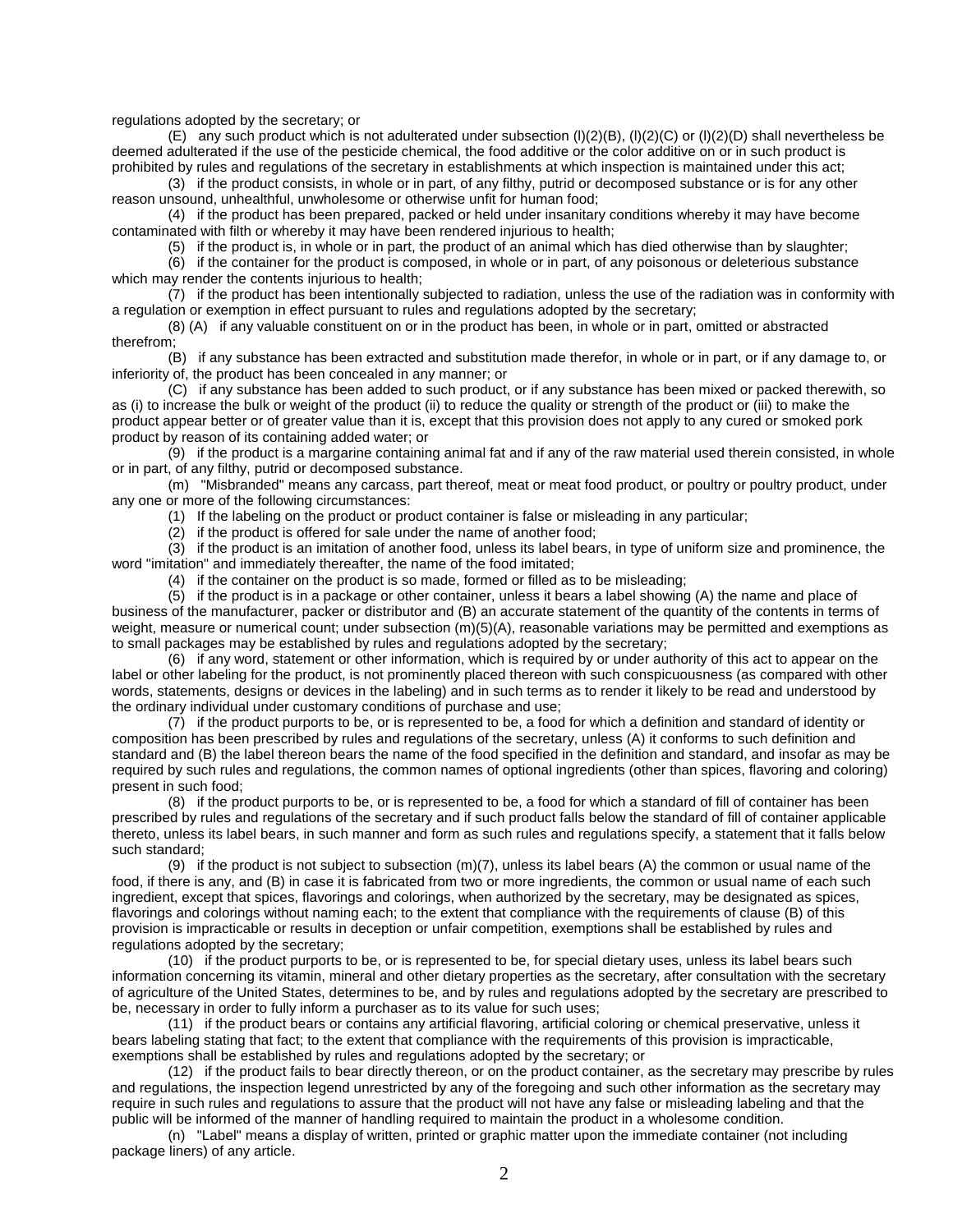regulations adopted by the secretary; or

(E) any such product which is not adulterated under subsection (l)(2)(B), (l)(2)(C) or (l)(2)(D) shall nevertheless be deemed adulterated if the use of the pesticide chemical, the food additive or the color additive on or in such product is prohibited by rules and regulations of the secretary in establishments at which inspection is maintained under this act;

(3) if the product consists, in whole or in part, of any filthy, putrid or decomposed substance or is for any other reason unsound, unhealthful, unwholesome or otherwise unfit for human food;

(4) if the product has been prepared, packed or held under insanitary conditions whereby it may have become contaminated with filth or whereby it may have been rendered injurious to health;

(5) if the product is, in whole or in part, the product of an animal which has died otherwise than by slaughter;

(6) if the container for the product is composed, in whole or in part, of any poisonous or deleterious substance which may render the contents injurious to health;

(7) if the product has been intentionally subjected to radiation, unless the use of the radiation was in conformity with a regulation or exemption in effect pursuant to rules and regulations adopted by the secretary;

(8) (A) if any valuable constituent on or in the product has been, in whole or in part, omitted or abstracted therefrom;

(B) if any substance has been extracted and substitution made therefor, in whole or in part, or if any damage to, or inferiority of, the product has been concealed in any manner; or

(C) if any substance has been added to such product, or if any substance has been mixed or packed therewith, so as (i) to increase the bulk or weight of the product (ii) to reduce the quality or strength of the product or (iii) to make the product appear better or of greater value than it is, except that this provision does not apply to any cured or smoked pork product by reason of its containing added water; or

(9) if the product is a margarine containing animal fat and if any of the raw material used therein consisted, in whole or in part, of any filthy, putrid or decomposed substance.

(m) "Misbranded" means any carcass, part thereof, meat or meat food product, or poultry or poultry product, under any one or more of the following circumstances:

(1) If the labeling on the product or product container is false or misleading in any particular;

(2) if the product is offered for sale under the name of another food;

(3) if the product is an imitation of another food, unless its label bears, in type of uniform size and prominence, the word "imitation" and immediately thereafter, the name of the food imitated;

(4) if the container on the product is so made, formed or filled as to be misleading;

(5) if the product is in a package or other container, unless it bears a label showing (A) the name and place of business of the manufacturer, packer or distributor and (B) an accurate statement of the quantity of the contents in terms of weight, measure or numerical count; under subsection (m)(5)(A), reasonable variations may be permitted and exemptions as to small packages may be established by rules and regulations adopted by the secretary;

(6) if any word, statement or other information, which is required by or under authority of this act to appear on the label or other labeling for the product, is not prominently placed thereon with such conspicuousness (as compared with other words, statements, designs or devices in the labeling) and in such terms as to render it likely to be read and understood by the ordinary individual under customary conditions of purchase and use;

(7) if the product purports to be, or is represented to be, a food for which a definition and standard of identity or composition has been prescribed by rules and regulations of the secretary, unless (A) it conforms to such definition and standard and (B) the label thereon bears the name of the food specified in the definition and standard, and insofar as may be required by such rules and regulations, the common names of optional ingredients (other than spices, flavoring and coloring) present in such food;

(8) if the product purports to be, or is represented to be, a food for which a standard of fill of container has been prescribed by rules and regulations of the secretary and if such product falls below the standard of fill of container applicable thereto, unless its label bears, in such manner and form as such rules and regulations specify, a statement that it falls below such standard;

(9) if the product is not subject to subsection (m)(7), unless its label bears (A) the common or usual name of the food, if there is any, and (B) in case it is fabricated from two or more ingredients, the common or usual name of each such ingredient, except that spices, flavorings and colorings, when authorized by the secretary, may be designated as spices, flavorings and colorings without naming each; to the extent that compliance with the requirements of clause (B) of this provision is impracticable or results in deception or unfair competition, exemptions shall be established by rules and regulations adopted by the secretary;

(10) if the product purports to be, or is represented to be, for special dietary uses, unless its label bears such information concerning its vitamin, mineral and other dietary properties as the secretary, after consultation with the secretary of agriculture of the United States, determines to be, and by rules and regulations adopted by the secretary are prescribed to be, necessary in order to fully inform a purchaser as to its value for such uses;

(11) if the product bears or contains any artificial flavoring, artificial coloring or chemical preservative, unless it bears labeling stating that fact; to the extent that compliance with the requirements of this provision is impracticable, exemptions shall be established by rules and regulations adopted by the secretary; or

(12) if the product fails to bear directly thereon, or on the product container, as the secretary may prescribe by rules and regulations, the inspection legend unrestricted by any of the foregoing and such other information as the secretary may require in such rules and regulations to assure that the product will not have any false or misleading labeling and that the public will be informed of the manner of handling required to maintain the product in a wholesome condition.

(n) "Label" means a display of written, printed or graphic matter upon the immediate container (not including package liners) of any article.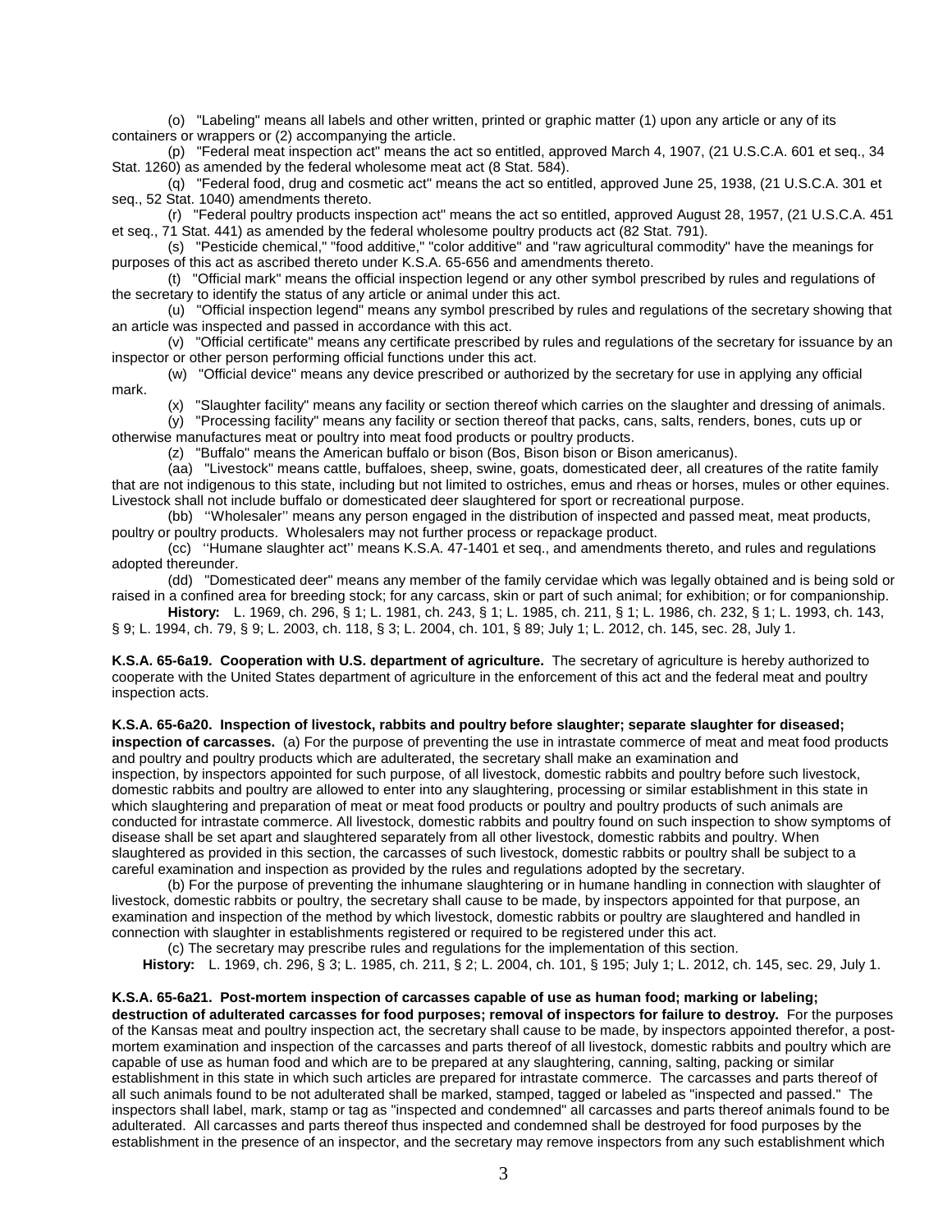(o) "Labeling" means all labels and other written, printed or graphic matter (1) upon any article or any of its containers or wrappers or (2) accompanying the article.

(p) "Federal meat inspection act" means the act so entitled, approved March 4, 1907, (21 U.S.C.A. 601 et seq., 34 Stat. 1260) as amended by the federal wholesome meat act (8 Stat. 584).

(q) "Federal food, drug and cosmetic act" means the act so entitled, approved June 25, 1938, (21 U.S.C.A. 301 et seq., 52 Stat. 1040) amendments thereto.

(r) "Federal poultry products inspection act" means the act so entitled, approved August 28, 1957, (21 U.S.C.A. 451 et seq., 71 Stat. 441) as amended by the federal wholesome poultry products act (82 Stat. 791).

(s) "Pesticide chemical," "food additive," "color additive" and "raw agricultural commodity" have the meanings for purposes of this act as ascribed thereto under K.S.A. 65-656 and amendments thereto.

(t) "Official mark" means the official inspection legend or any other symbol prescribed by rules and regulations of the secretary to identify the status of any article or animal under this act.

(u) "Official inspection legend" means any symbol prescribed by rules and regulations of the secretary showing that an article was inspected and passed in accordance with this act.

(v) "Official certificate" means any certificate prescribed by rules and regulations of the secretary for issuance by an inspector or other person performing official functions under this act.

(w) "Official device" means any device prescribed or authorized by the secretary for use in applying any official mark.

(x) "Slaughter facility" means any facility or section thereof which carries on the slaughter and dressing of animals.

(y) "Processing facility" means any facility or section thereof that packs, cans, salts, renders, bones, cuts up or otherwise manufactures meat or poultry into meat food products or poultry products.

(z) "Buffalo" means the American buffalo or bison (Bos, Bison bison or Bison americanus).

(aa) "Livestock" means cattle, buffaloes, sheep, swine, goats, domesticated deer, all creatures of the ratite family that are not indigenous to this state, including but not limited to ostriches, emus and rheas or horses, mules or other equines. Livestock shall not include buffalo or domesticated deer slaughtered for sport or recreational purpose.

(bb) ''Wholesaler'' means any person engaged in the distribution of inspected and passed meat, meat products, poultry or poultry products. Wholesalers may not further process or repackage product.

(cc) ''Humane slaughter act'' means K.S.A. 47-1401 et seq., and amendments thereto, and rules and regulations adopted thereunder.

(dd) "Domesticated deer" means any member of the family cervidae which was legally obtained and is being sold or raised in a confined area for breeding stock; for any carcass, skin or part of such animal; for exhibition; or for companionship.

**History:** L. 1969, ch. 296, § 1; L. 1981, ch. 243, § 1; L. 1985, ch. 211, § 1; L. 1986, ch. 232, § 1; L. 1993, ch. 143, § 9; L. 1994, ch. 79, § 9; L. 2003, ch. 118, § 3; L. 2004, ch. 101, § 89; July 1; L. 2012, ch. 145, sec. 28, July 1.

**K.S.A. 65-6a19. Cooperation with U.S. department of agriculture.** The secretary of agriculture is hereby authorized to cooperate with the United States department of agriculture in the enforcement of this act and the federal meat and poultry inspection acts.

**K.S.A. 65-6a20. Inspection of livestock, rabbits and poultry before slaughter; separate slaughter for diseased; inspection of carcasses.** (a) For the purpose of preventing the use in intrastate commerce of meat and meat food products and poultry and poultry products which are adulterated, the secretary shall make an examination and inspection, by inspectors appointed for such purpose, of all livestock, domestic rabbits and poultry before such livestock, domestic rabbits and poultry are allowed to enter into any slaughtering, processing or similar establishment in this state in which slaughtering and preparation of meat or meat food products or poultry and poultry products of such animals are conducted for intrastate commerce. All livestock, domestic rabbits and poultry found on such inspection to show symptoms of disease shall be set apart and slaughtered separately from all other livestock, domestic rabbits and poultry. When slaughtered as provided in this section, the carcasses of such livestock, domestic rabbits or poultry shall be subject to a careful examination and inspection as provided by the rules and regulations adopted by the secretary.

(b) For the purpose of preventing the inhumane slaughtering or in humane handling in connection with slaughter of livestock, domestic rabbits or poultry, the secretary shall cause to be made, by inspectors appointed for that purpose, an examination and inspection of the method by which livestock, domestic rabbits or poultry are slaughtered and handled in connection with slaughter in establishments registered or required to be registered under this act.

(c) The secretary may prescribe rules and regulations for the implementation of this section.

**History:** L. 1969, ch. 296, § 3; L. 1985, ch. 211, § 2; L. 2004, ch. 101, § 195; July 1; L. 2012, ch. 145, sec. 29, July 1.

**K.S.A. 65-6a21. Post-mortem inspection of carcasses capable of use as human food; marking or labeling; destruction of adulterated carcasses for food purposes; removal of inspectors for failure to destroy.** For the purposes of the Kansas meat and poultry inspection act, the secretary shall cause to be made, by inspectors appointed therefor, a post-mortem examination and inspection of the carcasses and parts thereof of all livestock, domestic rabbits and poultry which are capable of use as human food and which are to be prepared at any slaughtering, canning, salting, packing or similar establishment in this state in which such articles are prepared for intrastate commerce. The carcasses and parts thereof of all such animals found to be not adulterated shall be marked, stamped, tagged or labeled as "inspected and passed." The inspectors shall label, mark, stamp or tag as "inspected and condemned" all carcasses and parts thereof animals found to be adulterated. All carcasses and parts thereof thus inspected and condemned shall be destroyed for food purposes by the establishment in the presence of an inspector, and the secretary may remove inspectors from any such establishment which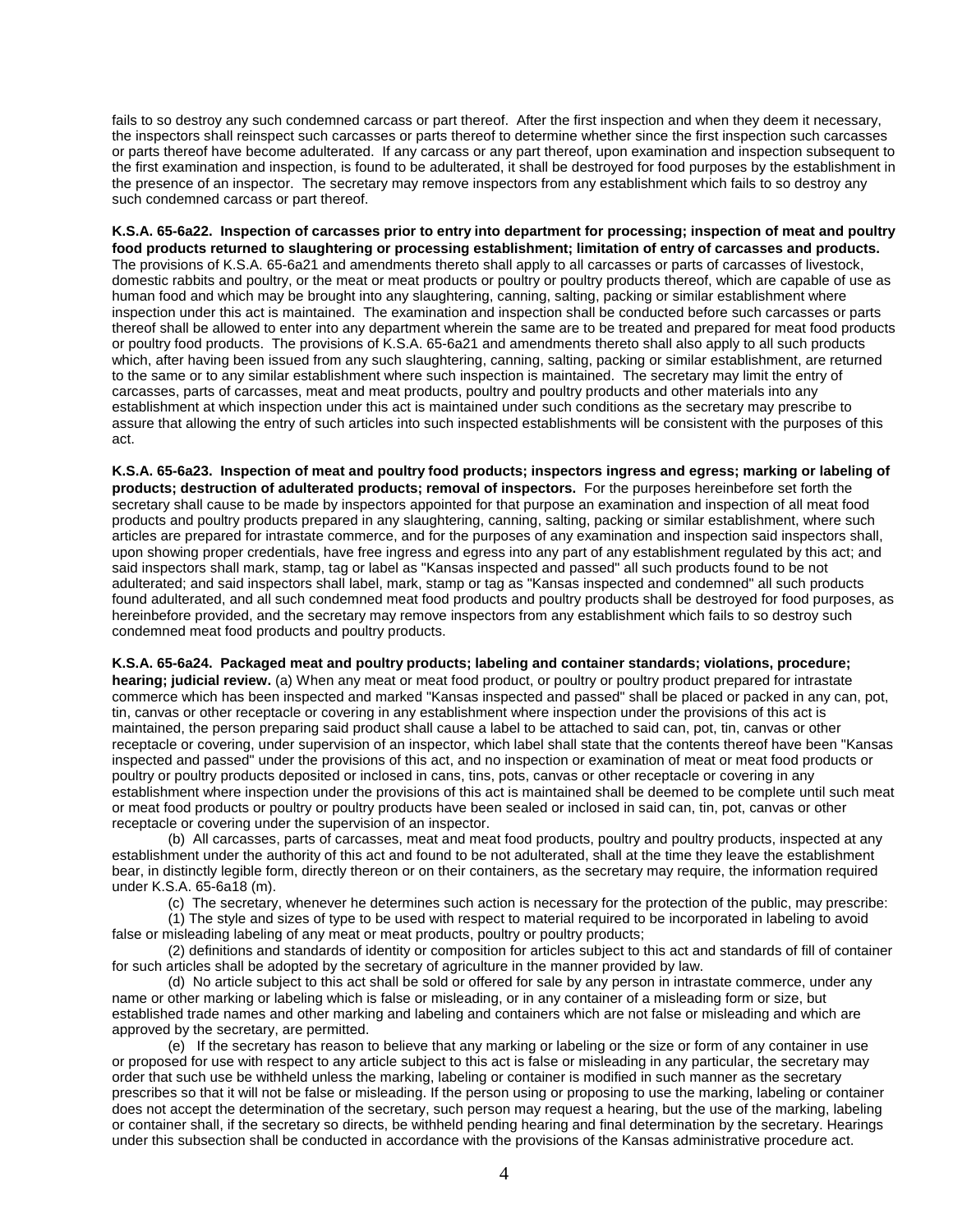fails to so destroy any such condemned carcass or part thereof. After the first inspection and when they deem it necessary, the inspectors shall reinspect such carcasses or parts thereof to determine whether since the first inspection such carcasses or parts thereof have become adulterated. If any carcass or any part thereof, upon examination and inspection subsequent to the first examination and inspection, is found to be adulterated, it shall be destroyed for food purposes by the establishment in the presence of an inspector. The secretary may remove inspectors from any establishment which fails to so destroy any such condemned carcass or part thereof.

**K.S.A. 65-6a22. Inspection of carcasses prior to entry into department for processing; inspection of meat and poultry food products returned to slaughtering or processing establishment; limitation of entry of carcasses and products.** The provisions of K.S.A. 65-6a21 and amendments thereto shall apply to all carcasses or parts of carcasses of livestock, domestic rabbits and poultry, or the meat or meat products or poultry or poultry products thereof, which are capable of use as human food and which may be brought into any slaughtering, canning, salting, packing or similar establishment where inspection under this act is maintained. The examination and inspection shall be conducted before such carcasses or parts thereof shall be allowed to enter into any department wherein the same are to be treated and prepared for meat food products or poultry food products. The provisions of K.S.A. 65-6a21 and amendments thereto shall also apply to all such products which, after having been issued from any such slaughtering, canning, salting, packing or similar establishment, are returned to the same or to any similar establishment where such inspection is maintained. The secretary may limit the entry of carcasses, parts of carcasses, meat and meat products, poultry and poultry products and other materials into any establishment at which inspection under this act is maintained under such conditions as the secretary may prescribe to assure that allowing the entry of such articles into such inspected establishments will be consistent with the purposes of this act.

**K.S.A. 65-6a23. Inspection of meat and poultry food products; inspectors ingress and egress; marking or labeling of products; destruction of adulterated products; removal of inspectors.** For the purposes hereinbefore set forth the secretary shall cause to be made by inspectors appointed for that purpose an examination and inspection of all meat food products and poultry products prepared in any slaughtering, canning, salting, packing or similar establishment, where such articles are prepared for intrastate commerce, and for the purposes of any examination and inspection said inspectors shall, upon showing proper credentials, have free ingress and egress into any part of any establishment regulated by this act; and said inspectors shall mark, stamp, tag or label as "Kansas inspected and passed" all such products found to be not adulterated; and said inspectors shall label, mark, stamp or tag as "Kansas inspected and condemned" all such products found adulterated, and all such condemned meat food products and poultry products shall be destroyed for food purposes, as hereinbefore provided, and the secretary may remove inspectors from any establishment which fails to so destroy such condemned meat food products and poultry products.

**K.S.A. 65-6a24. Packaged meat and poultry products; labeling and container standards; violations, procedure; hearing; judicial review.** (a) When any meat or meat food product, or poultry or poultry product prepared for intrastate commerce which has been inspected and marked "Kansas inspected and passed" shall be placed or packed in any can, pot, tin, canvas or other receptacle or covering in any establishment where inspection under the provisions of this act is maintained, the person preparing said product shall cause a label to be attached to said can, pot, tin, canvas or other receptacle or covering, under supervision of an inspector, which label shall state that the contents thereof have been "Kansas inspected and passed" under the provisions of this act, and no inspection or examination of meat or meat food products or poultry or poultry products deposited or inclosed in cans, tins, pots, canvas or other receptacle or covering in any establishment where inspection under the provisions of this act is maintained shall be deemed to be complete until such meat or meat food products or poultry or poultry products have been sealed or inclosed in said can, tin, pot, canvas or other receptacle or covering under the supervision of an inspector.

(b) All carcasses, parts of carcasses, meat and meat food products, poultry and poultry products, inspected at any establishment under the authority of this act and found to be not adulterated, shall at the time they leave the establishment bear, in distinctly legible form, directly thereon or on their containers, as the secretary may require, the information required under K.S.A. 65-6a18 (m).

(c) The secretary, whenever he determines such action is necessary for the protection of the public, may prescribe:

(1) The style and sizes of type to be used with respect to material required to be incorporated in labeling to avoid false or misleading labeling of any meat or meat products, poultry or poultry products;

(2) definitions and standards of identity or composition for articles subject to this act and standards of fill of container for such articles shall be adopted by the secretary of agriculture in the manner provided by law.

(d) No article subject to this act shall be sold or offered for sale by any person in intrastate commerce, under any name or other marking or labeling which is false or misleading, or in any container of a misleading form or size, but established trade names and other marking and labeling and containers which are not false or misleading and which are approved by the secretary, are permitted.

(e) If the secretary has reason to believe that any marking or labeling or the size or form of any container in use or proposed for use with respect to any article subject to this act is false or misleading in any particular, the secretary may order that such use be withheld unless the marking, labeling or container is modified in such manner as the secretary prescribes so that it will not be false or misleading. If the person using or proposing to use the marking, labeling or container does not accept the determination of the secretary, such person may request a hearing, but the use of the marking, labeling or container shall, if the secretary so directs, be withheld pending hearing and final determination by the secretary. Hearings under this subsection shall be conducted in accordance with the provisions of the Kansas administrative procedure act.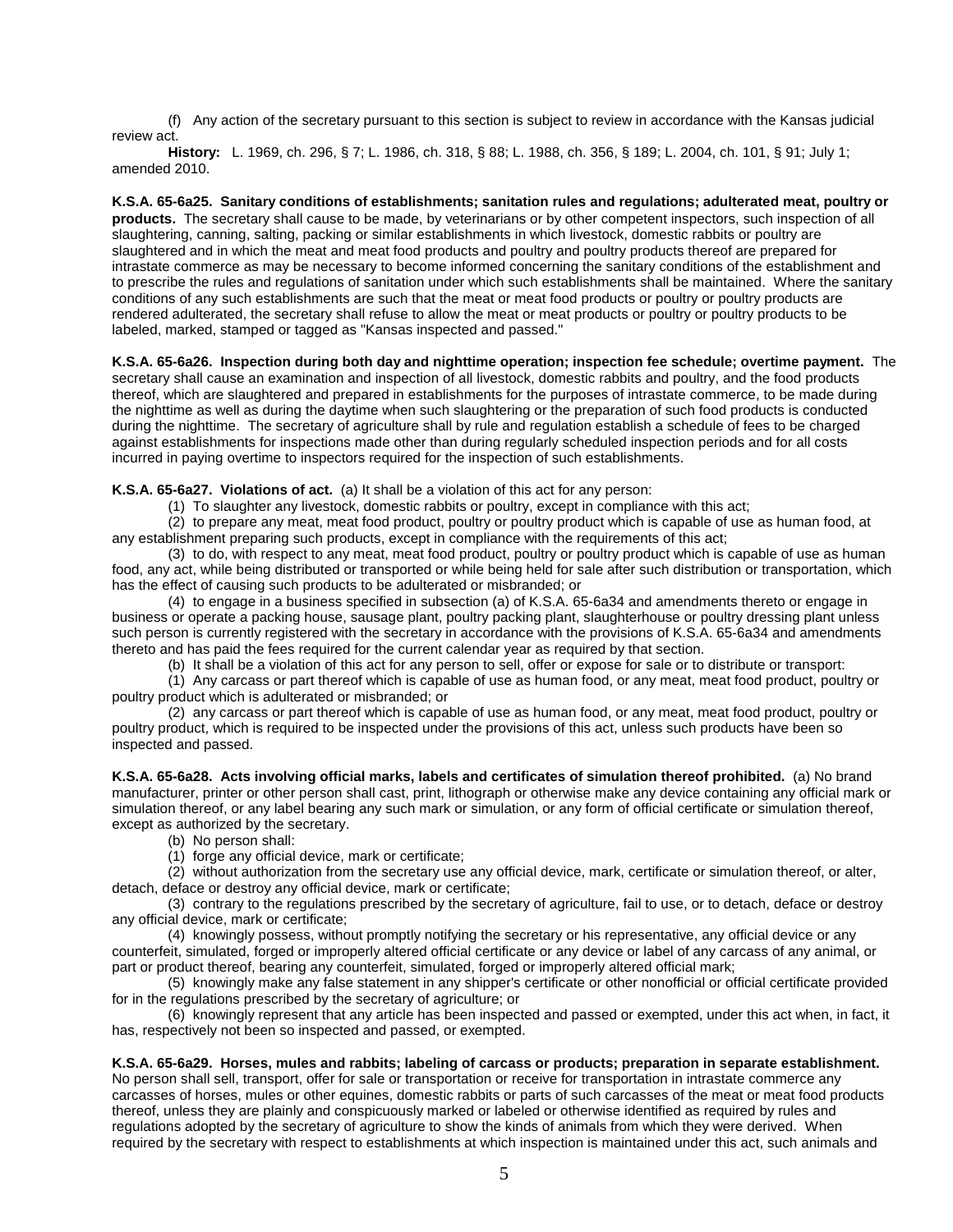(f) Any action of the secretary pursuant to this section is subject to review in accordance with the Kansas judicial review act.

**History:** L. 1969, ch. 296, § 7; L. 1986, ch. 318, § 88; L. 1988, ch. 356, § 189; L. 2004, ch. 101, § 91; July 1; amended 2010.

**K.S.A. 65-6a25. Sanitary conditions of establishments; sanitation rules and regulations; adulterated meat, poultry or products.** The secretary shall cause to be made, by veterinarians or by other competent inspectors, such inspection of all slaughtering, canning, salting, packing or similar establishments in which livestock, domestic rabbits or poultry are slaughtered and in which the meat and meat food products and poultry and poultry products thereof are prepared for intrastate commerce as may be necessary to become informed concerning the sanitary conditions of the establishment and to prescribe the rules and regulations of sanitation under which such establishments shall be maintained. Where the sanitary conditions of any such establishments are such that the meat or meat food products or poultry or poultry products are rendered adulterated, the secretary shall refuse to allow the meat or meat products or poultry or poultry products to be labeled, marked, stamped or tagged as "Kansas inspected and passed."

**K.S.A. 65-6a26. Inspection during both day and nighttime operation; inspection fee schedule; overtime payment.** The secretary shall cause an examination and inspection of all livestock, domestic rabbits and poultry, and the food products thereof, which are slaughtered and prepared in establishments for the purposes of intrastate commerce, to be made during the nighttime as well as during the daytime when such slaughtering or the preparation of such food products is conducted during the nighttime. The secretary of agriculture shall by rule and regulation establish a schedule of fees to be charged against establishments for inspections made other than during regularly scheduled inspection periods and for all costs incurred in paying overtime to inspectors required for the inspection of such establishments.

**K.S.A. 65-6a27. Violations of act.** (a) It shall be a violation of this act for any person:

(1) To slaughter any livestock, domestic rabbits or poultry, except in compliance with this act;

(2) to prepare any meat, meat food product, poultry or poultry product which is capable of use as human food, at any establishment preparing such products, except in compliance with the requirements of this act;

(3) to do, with respect to any meat, meat food product, poultry or poultry product which is capable of use as human food, any act, while being distributed or transported or while being held for sale after such distribution or transportation, which has the effect of causing such products to be adulterated or misbranded; or

(4) to engage in a business specified in subsection (a) of K.S.A. 65-6a34 and amendments thereto or engage in business or operate a packing house, sausage plant, poultry packing plant, slaughterhouse or poultry dressing plant unless such person is currently registered with the secretary in accordance with the provisions of K.S.A. 65-6a34 and amendments thereto and has paid the fees required for the current calendar year as required by that section.

(b) It shall be a violation of this act for any person to sell, offer or expose for sale or to distribute or transport:

(1) Any carcass or part thereof which is capable of use as human food, or any meat, meat food product, poultry or poultry product which is adulterated or misbranded; or

(2) any carcass or part thereof which is capable of use as human food, or any meat, meat food product, poultry or poultry product, which is required to be inspected under the provisions of this act, unless such products have been so inspected and passed.

**K.S.A. 65-6a28. Acts involving official marks, labels and certificates of simulation thereof prohibited.** (a) No brand manufacturer, printer or other person shall cast, print, lithograph or otherwise make any device containing any official mark or simulation thereof, or any label bearing any such mark or simulation, or any form of official certificate or simulation thereof, except as authorized by the secretary.

(b) No person shall:

(1) forge any official device, mark or certificate;

(2) without authorization from the secretary use any official device, mark, certificate or simulation thereof, or alter, detach, deface or destroy any official device, mark or certificate;

(3) contrary to the regulations prescribed by the secretary of agriculture, fail to use, or to detach, deface or destroy any official device, mark or certificate;

(4) knowingly possess, without promptly notifying the secretary or his representative, any official device or any counterfeit, simulated, forged or improperly altered official certificate or any device or label of any carcass of any animal, or part or product thereof, bearing any counterfeit, simulated, forged or improperly altered official mark;

(5) knowingly make any false statement in any shipper's certificate or other nonofficial or official certificate provided for in the regulations prescribed by the secretary of agriculture; or

(6) knowingly represent that any article has been inspected and passed or exempted, under this act when, in fact, it has, respectively not been so inspected and passed, or exempted.

**K.S.A. 65-6a29. Horses, mules and rabbits; labeling of carcass or products; preparation in separate establishment.** No person shall sell, transport, offer for sale or transportation or receive for transportation in intrastate commerce any carcasses of horses, mules or other equines, domestic rabbits or parts of such carcasses of the meat or meat food products thereof, unless they are plainly and conspicuously marked or labeled or otherwise identified as required by rules and regulations adopted by the secretary of agriculture to show the kinds of animals from which they were derived. When required by the secretary with respect to establishments at which inspection is maintained under this act, such animals and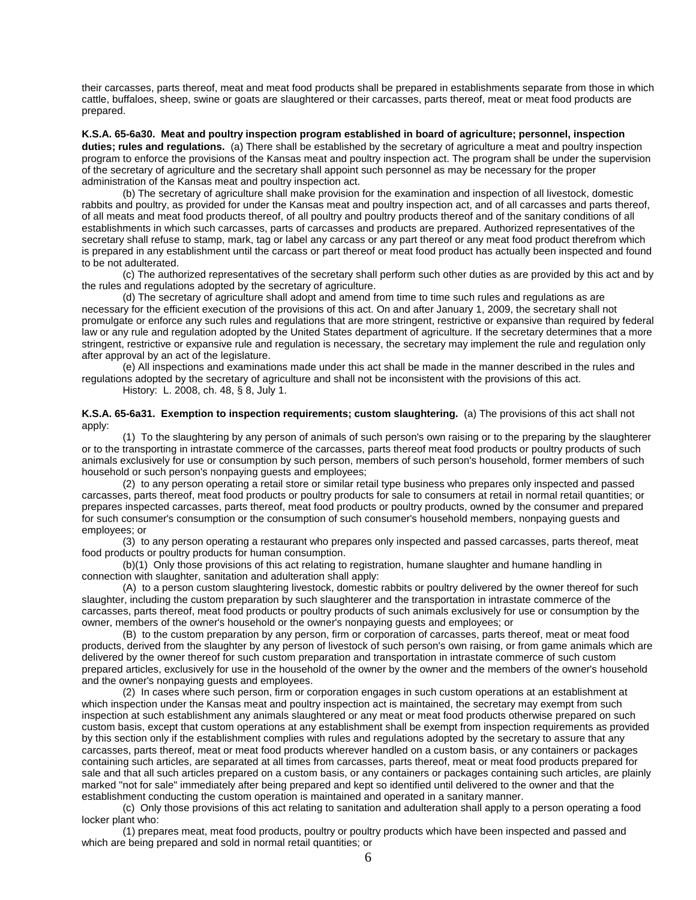their carcasses, parts thereof, meat and meat food products shall be prepared in establishments separate from those in which cattle, buffaloes, sheep, swine or goats are slaughtered or their carcasses, parts thereof, meat or meat food products are prepared.

**K.S.A. 65-6a30. Meat and poultry inspection program established in board of agriculture; personnel, inspection duties; rules and regulations.** (a) There shall be established by the secretary of agriculture a meat and poultry inspection program to enforce the provisions of the Kansas meat and poultry inspection act. The program shall be under the supervision of the secretary of agriculture and the secretary shall appoint such personnel as may be necessary for the proper administration of the Kansas meat and poultry inspection act.

(b) The secretary of agriculture shall make provision for the examination and inspection of all livestock, domestic rabbits and poultry, as provided for under the Kansas meat and poultry inspection act, and of all carcasses and parts thereof, of all meats and meat food products thereof, of all poultry and poultry products thereof and of the sanitary conditions of all establishments in which such carcasses, parts of carcasses and products are prepared. Authorized representatives of the secretary shall refuse to stamp, mark, tag or label any carcass or any part thereof or any meat food product therefrom which is prepared in any establishment until the carcass or part thereof or meat food product has actually been inspected and found to be not adulterated.

(c) The authorized representatives of the secretary shall perform such other duties as are provided by this act and by the rules and regulations adopted by the secretary of agriculture.

(d) The secretary of agriculture shall adopt and amend from time to time such rules and regulations as are necessary for the efficient execution of the provisions of this act. On and after January 1, 2009, the secretary shall not promulgate or enforce any such rules and regulations that are more stringent, restrictive or expansive than required by federal law or any rule and regulation adopted by the United States department of agriculture. If the secretary determines that a more stringent, restrictive or expansive rule and regulation is necessary, the secretary may implement the rule and regulation only after approval by an act of the legislature.

(e) All inspections and examinations made under this act shall be made in the manner described in the rules and regulations adopted by the secretary of agriculture and shall not be inconsistent with the provisions of this act.

History: L. 2008, ch. 48, § 8, July 1.

**K.S.A. 65-6a31. Exemption to inspection requirements; custom slaughtering.** (a) The provisions of this act shall not apply:

(1) To the slaughtering by any person of animals of such person's own raising or to the preparing by the slaughterer or to the transporting in intrastate commerce of the carcasses, parts thereof meat food products or poultry products of such animals exclusively for use or consumption by such person, members of such person's household, former members of such household or such person's nonpaying guests and employees;

(2) to any person operating a retail store or similar retail type business who prepares only inspected and passed carcasses, parts thereof, meat food products or poultry products for sale to consumers at retail in normal retail quantities; or prepares inspected carcasses, parts thereof, meat food products or poultry products, owned by the consumer and prepared for such consumer's consumption or the consumption of such consumer's household members, nonpaying guests and employees; or

(3) to any person operating a restaurant who prepares only inspected and passed carcasses, parts thereof, meat food products or poultry products for human consumption.

(b)(1) Only those provisions of this act relating to registration, humane slaughter and humane handling in connection with slaughter, sanitation and adulteration shall apply:

(A) to a person custom slaughtering livestock, domestic rabbits or poultry delivered by the owner thereof for such slaughter, including the custom preparation by such slaughterer and the transportation in intrastate commerce of the carcasses, parts thereof, meat food products or poultry products of such animals exclusively for use or consumption by the owner, members of the owner's household or the owner's nonpaying guests and employees; or

(B) to the custom preparation by any person, firm or corporation of carcasses, parts thereof, meat or meat food products, derived from the slaughter by any person of livestock of such person's own raising, or from game animals which are delivered by the owner thereof for such custom preparation and transportation in intrastate commerce of such custom prepared articles, exclusively for use in the household of the owner by the owner and the members of the owner's household and the owner's nonpaying guests and employees.

(2) In cases where such person, firm or corporation engages in such custom operations at an establishment at which inspection under the Kansas meat and poultry inspection act is maintained, the secretary may exempt from such inspection at such establishment any animals slaughtered or any meat or meat food products otherwise prepared on such custom basis, except that custom operations at any establishment shall be exempt from inspection requirements as provided by this section only if the establishment complies with rules and regulations adopted by the secretary to assure that any carcasses, parts thereof, meat or meat food products wherever handled on a custom basis, or any containers or packages containing such articles, are separated at all times from carcasses, parts thereof, meat or meat food products prepared for sale and that all such articles prepared on a custom basis, or any containers or packages containing such articles, are plainly marked "not for sale" immediately after being prepared and kept so identified until delivered to the owner and that the establishment conducting the custom operation is maintained and operated in a sanitary manner.

(c) Only those provisions of this act relating to sanitation and adulteration shall apply to a person operating a food locker plant who:

(1) prepares meat, meat food products, poultry or poultry products which have been inspected and passed and which are being prepared and sold in normal retail quantities; or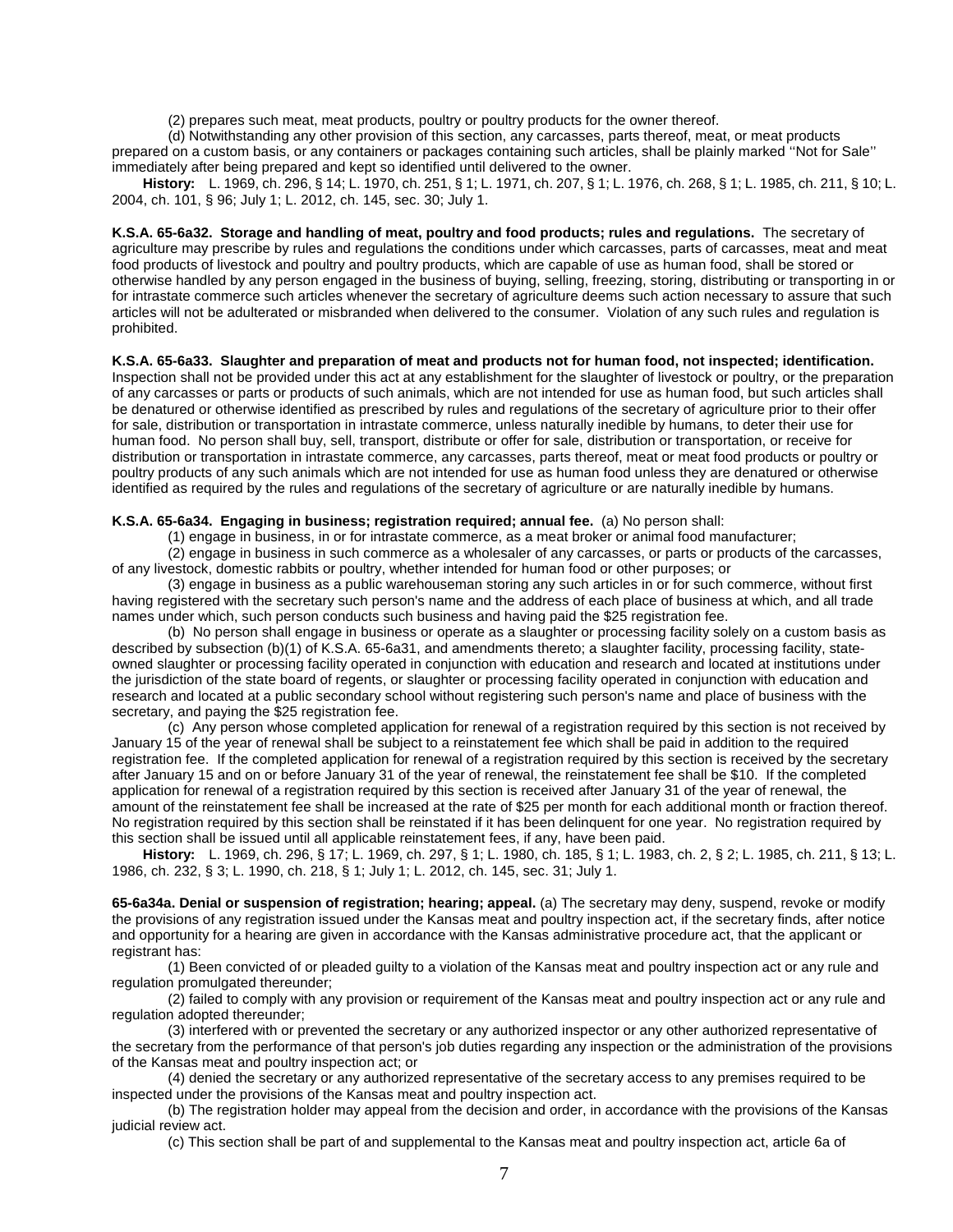(2) prepares such meat, meat products, poultry or poultry products for the owner thereof.

(d) Notwithstanding any other provision of this section, any carcasses, parts thereof, meat, or meat products prepared on a custom basis, or any containers or packages containing such articles, shall be plainly marked ''Not for Sale'' immediately after being prepared and kept so identified until delivered to the owner.

**History:** L. 1969, ch. 296, § 14; L. 1970, ch. 251, § 1; L. 1971, ch. 207, § 1; L. 1976, ch. 268, § 1; L. 1985, ch. 211, § 10; L. 2004, ch. 101, § 96; July 1; L. 2012, ch. 145, sec. 30; July 1.

**K.S.A. 65-6a32. Storage and handling of meat, poultry and food products; rules and regulations.** The secretary of agriculture may prescribe by rules and regulations the conditions under which carcasses, parts of carcasses, meat and meat food products of livestock and poultry and poultry products, which are capable of use as human food, shall be stored or otherwise handled by any person engaged in the business of buying, selling, freezing, storing, distributing or transporting in or for intrastate commerce such articles whenever the secretary of agriculture deems such action necessary to assure that such articles will not be adulterated or misbranded when delivered to the consumer. Violation of any such rules and regulation is prohibited.

**K.S.A. 65-6a33. Slaughter and preparation of meat and products not for human food, not inspected; identification.** Inspection shall not be provided under this act at any establishment for the slaughter of livestock or poultry, or the preparation of any carcasses or parts or products of such animals, which are not intended for use as human food, but such articles shall be denatured or otherwise identified as prescribed by rules and regulations of the secretary of agriculture prior to their offer for sale, distribution or transportation in intrastate commerce, unless naturally inedible by humans, to deter their use for human food. No person shall buy, sell, transport, distribute or offer for sale, distribution or transportation, or receive for distribution or transportation in intrastate commerce, any carcasses, parts thereof, meat or meat food products or poultry or poultry products of any such animals which are not intended for use as human food unless they are denatured or otherwise identified as required by the rules and regulations of the secretary of agriculture or are naturally inedible by humans.

**K.S.A. 65-6a34. Engaging in business; registration required; annual fee.** (a) No person shall:

(1) engage in business, in or for intrastate commerce, as a meat broker or animal food manufacturer;

(2) engage in business in such commerce as a wholesaler of any carcasses, or parts or products of the carcasses, of any livestock, domestic rabbits or poultry, whether intended for human food or other purposes; or

(3) engage in business as a public warehouseman storing any such articles in or for such commerce, without first having registered with the secretary such person's name and the address of each place of business at which, and all trade names under which, such person conducts such business and having paid the $25 registration fee.

(b) No person shall engage in business or operate as a slaughter or processing facility solely on a custom basis as described by subsection (b)(1) of K.S.A. 65-6a31, and amendments thereto; a slaughter facility, processing facility, state-owned slaughter or processing facility operated in conjunction with education and research and located at institutions under the jurisdiction of the state board of regents, or slaughter or processing facility operated in conjunction with education and research and located at a public secondary school without registering such person's name and place of business with the secretary, and paying the $25 registration fee.

(c) Any person whose completed application for renewal of a registration required by this section is not received by January 15 of the year of renewal shall be subject to a reinstatement fee which shall be paid in addition to the required registration fee. If the completed application for renewal of a registration required by this section is received by the secretary after January 15 and on or before January 31 of the year of renewal, the reinstatement fee shall be $10. If the completed application for renewal of a registration required by this section is received after January 31 of the year of renewal, the amount of the reinstatement fee shall be increased at the rate of $25 per month for each additional month or fraction thereof. No registration required by this section shall be reinstated if it has been delinquent for one year. No registration required by this section shall be issued until all applicable reinstatement fees, if any, have been paid.

**History:** L. 1969, ch. 296, § 17; L. 1969, ch. 297, § 1; L. 1980, ch. 185, § 1; L. 1983, ch. 2, § 2; L. 1985, ch. 211, § 13; L. 1986, ch. 232, § 3; L. 1990, ch. 218, § 1; July 1; L. 2012, ch. 145, sec. 31; July 1.

**65-6a34a. Denial or suspension of registration; hearing; appeal.** (a) The secretary may deny, suspend, revoke or modify the provisions of any registration issued under the Kansas meat and poultry inspection act, if the secretary finds, after notice and opportunity for a hearing are given in accordance with the Kansas administrative procedure act, that the applicant or registrant has:

(1) Been convicted of or pleaded guilty to a violation of the Kansas meat and poultry inspection act or any rule and regulation promulgated thereunder;

(2) failed to comply with any provision or requirement of the Kansas meat and poultry inspection act or any rule and regulation adopted thereunder;

(3) interfered with or prevented the secretary or any authorized inspector or any other authorized representative of the secretary from the performance of that person's job duties regarding any inspection or the administration of the provisions of the Kansas meat and poultry inspection act; or

(4) denied the secretary or any authorized representative of the secretary access to any premises required to be inspected under the provisions of the Kansas meat and poultry inspection act.

(b) The registration holder may appeal from the decision and order, in accordance with the provisions of the Kansas judicial review act.

(c) This section shall be part of and supplemental to the Kansas meat and poultry inspection act, article 6a of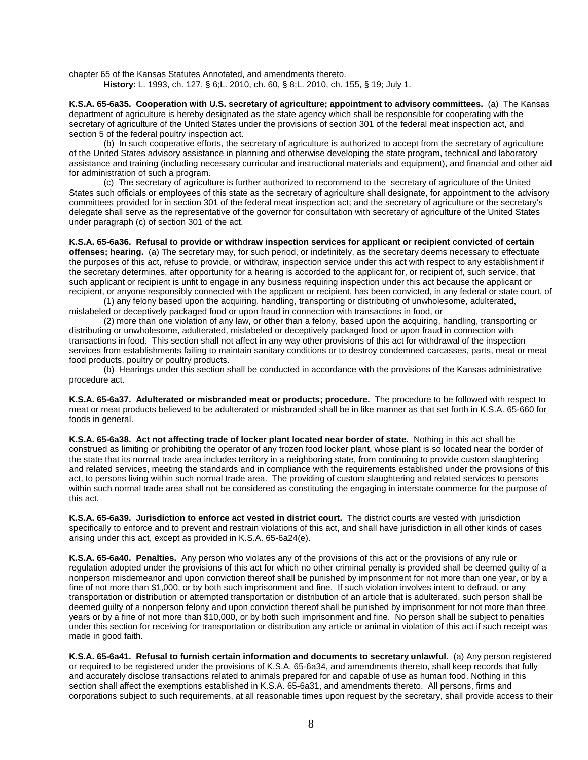chapter 65 of the Kansas Statutes Annotated, and amendments thereto.

**History:** L. 1993, ch. 127, § 6;L. 2010, ch. 60, § 8;L. 2010, ch. 155, § 19; July 1.

**K.S.A. 65-6a35. Cooperation with U.S. secretary of agriculture; appointment to advisory committees.** (a) The Kansas department of agriculture is hereby designated as the state agency which shall be responsible for cooperating with the secretary of agriculture of the United States under the provisions of section 301 of the federal meat inspection act, and section 5 of the federal poultry inspection act.

(b) In such cooperative efforts, the secretary of agriculture is authorized to accept from the secretary of agriculture of the United States advisory assistance in planning and otherwise developing the state program, technical and laboratory assistance and training (including necessary curricular and instructional materials and equipment), and financial and other aid for administration of such a program.

(c) The secretary of agriculture is further authorized to recommend to the secretary of agriculture of the United States such officials or employees of this state as the secretary of agriculture shall designate, for appointment to the advisory committees provided for in section 301 of the federal meat inspection act; and the secretary of agriculture or the secretary's delegate shall serve as the representative of the governor for consultation with secretary of agriculture of the United States under paragraph (c) of section 301 of the act.

**K.S.A. 65-6a36. Refusal to provide or withdraw inspection services for applicant or recipient convicted of certain offenses; hearing.** (a) The secretary may, for such period, or indefinitely, as the secretary deems necessary to effectuate the purposes of this act, refuse to provide, or withdraw, inspection service under this act with respect to any establishment if the secretary determines, after opportunity for a hearing is accorded to the applicant for, or recipient of, such service, that such applicant or recipient is unfit to engage in any business requiring inspection under this act because the applicant or recipient, or anyone responsibly connected with the applicant or recipient, has been convicted, in any federal or state court, of

(1) any felony based upon the acquiring, handling, transporting or distributing of unwholesome, adulterated, mislabeled or deceptively packaged food or upon fraud in connection with transactions in food, or

(2) more than one violation of any law, or other than a felony, based upon the acquiring, handling, transporting or distributing or unwholesome, adulterated, mislabeled or deceptively packaged food or upon fraud in connection with transactions in food. This section shall not affect in any way other provisions of this act for withdrawal of the inspection services from establishments failing to maintain sanitary conditions or to destroy condemned carcasses, parts, meat or meat food products, poultry or poultry products.

(b) Hearings under this section shall be conducted in accordance with the provisions of the Kansas administrative procedure act.

**K.S.A. 65-6a37. Adulterated or misbranded meat or products; procedure.** The procedure to be followed with respect to meat or meat products believed to be adulterated or misbranded shall be in like manner as that set forth in K.S.A. 65-660 for foods in general.

**K.S.A. 65-6a38. Act not affecting trade of locker plant located near border of state.** Nothing in this act shall be construed as limiting or prohibiting the operator of any frozen food locker plant, whose plant is so located near the border of the state that its normal trade area includes territory in a neighboring state, from continuing to provide custom slaughtering and related services, meeting the standards and in compliance with the requirements established under the provisions of this act, to persons living within such normal trade area. The providing of custom slaughtering and related services to persons within such normal trade area shall not be considered as constituting the engaging in interstate commerce for the purpose of this act.

**K.S.A. 65-6a39. Jurisdiction to enforce act vested in district court.** The district courts are vested with jurisdiction specifically to enforce and to prevent and restrain violations of this act, and shall have jurisdiction in all other kinds of cases arising under this act, except as provided in K.S.A. 65-6a24(e).

**K.S.A. 65-6a40. Penalties.** Any person who violates any of the provisions of this act or the provisions of any rule or regulation adopted under the provisions of this act for which no other criminal penalty is provided shall be deemed guilty of a nonperson misdemeanor and upon conviction thereof shall be punished by imprisonment for not more than one year, or by a fine of not more than $1,000, or by both such imprisonment and fine. If such violation involves intent to defraud, or any transportation or distribution or attempted transportation or distribution of an article that is adulterated, such person shall be deemed guilty of a nonperson felony and upon conviction thereof shall be punished by imprisonment for not more than three years or by a fine of not more than $10,000, or by both such imprisonment and fine. No person shall be subject to penalties under this section for receiving for transportation or distribution any article or animal in violation of this act if such receipt was made in good faith.

**K.S.A. 65-6a41. Refusal to furnish certain information and documents to secretary unlawful.** (a) Any person registered or required to be registered under the provisions of K.S.A. 65-6a34, and amendments thereto, shall keep records that fully and accurately disclose transactions related to animals prepared for and capable of use as human food. Nothing in this section shall affect the exemptions established in K.S.A. 65-6a31, and amendments thereto. All persons, firms and corporations subject to such requirements, at all reasonable times upon request by the secretary, shall provide access to their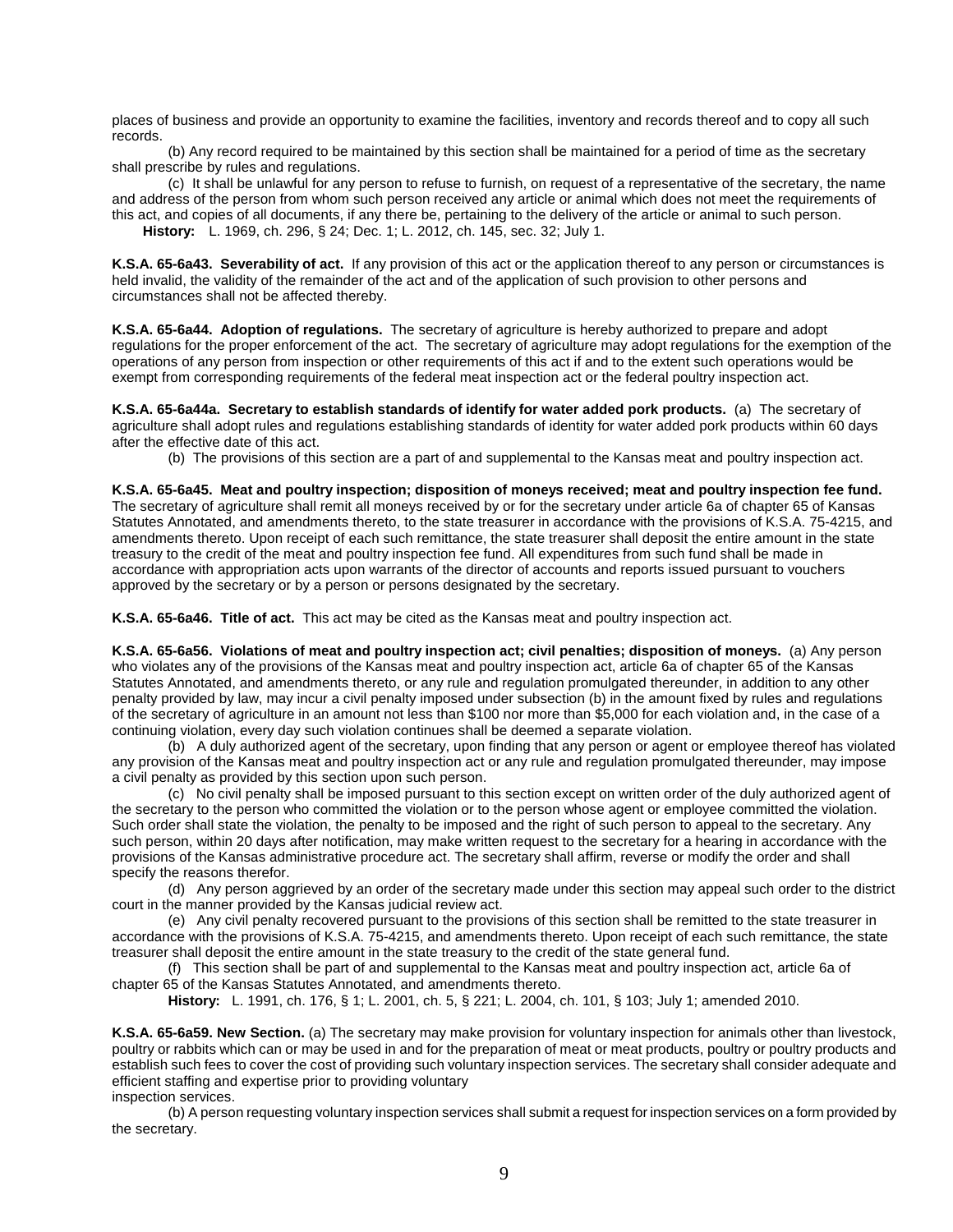places of business and provide an opportunity to examine the facilities, inventory and records thereof and to copy all such records.

(b) Any record required to be maintained by this section shall be maintained for a period of time as the secretary shall prescribe by rules and regulations.

(c) It shall be unlawful for any person to refuse to furnish, on request of a representative of the secretary, the name and address of the person from whom such person received any article or animal which does not meet the requirements of this act, and copies of all documents, if any there be, pertaining to the delivery of the article or animal to such person.

**History:** L. 1969, ch. 296, § 24; Dec. 1; L. 2012, ch. 145, sec. 32; July 1.

**K.S.A. 65-6a43. Severability of act.** If any provision of this act or the application thereof to any person or circumstances is held invalid, the validity of the remainder of the act and of the application of such provision to other persons and circumstances shall not be affected thereby.

**K.S.A. 65-6a44. Adoption of regulations.** The secretary of agriculture is hereby authorized to prepare and adopt regulations for the proper enforcement of the act. The secretary of agriculture may adopt regulations for the exemption of the operations of any person from inspection or other requirements of this act if and to the extent such operations would be exempt from corresponding requirements of the federal meat inspection act or the federal poultry inspection act.

**K.S.A. 65-6a44a. Secretary to establish standards of identify for water added pork products.** (a) The secretary of agriculture shall adopt rules and regulations establishing standards of identity for water added pork products within 60 days after the effective date of this act.

(b) The provisions of this section are a part of and supplemental to the Kansas meat and poultry inspection act.

**K.S.A. 65-6a45. Meat and poultry inspection; disposition of moneys received; meat and poultry inspection fee fund.** The secretary of agriculture shall remit all moneys received by or for the secretary under article 6a of chapter 65 of Kansas Statutes Annotated, and amendments thereto, to the state treasurer in accordance with the provisions of K.S.A. 75-4215, and amendments thereto. Upon receipt of each such remittance, the state treasurer shall deposit the entire amount in the state treasury to the credit of the meat and poultry inspection fee fund. All expenditures from such fund shall be made in accordance with appropriation acts upon warrants of the director of accounts and reports issued pursuant to vouchers approved by the secretary or by a person or persons designated by the secretary.

**K.S.A. 65-6a46. Title of act.** This act may be cited as the Kansas meat and poultry inspection act.

**K.S.A. 65-6a56. Violations of meat and poultry inspection act; civil penalties; disposition of moneys.** (a) Any person who violates any of the provisions of the Kansas meat and poultry inspection act, article 6a of chapter 65 of the Kansas Statutes Annotated, and amendments thereto, or any rule and regulation promulgated thereunder, in addition to any other penalty provided by law, may incur a civil penalty imposed under subsection (b) in the amount fixed by rules and regulations of the secretary of agriculture in an amount not less than $100 nor more than $5,000 for each violation and, in the case of a continuing violation, every day such violation continues shall be deemed a separate violation.

(b) A duly authorized agent of the secretary, upon finding that any person or agent or employee thereof has violated any provision of the Kansas meat and poultry inspection act or any rule and regulation promulgated thereunder, may impose a civil penalty as provided by this section upon such person.

(c) No civil penalty shall be imposed pursuant to this section except on written order of the duly authorized agent of the secretary to the person who committed the violation or to the person whose agent or employee committed the violation. Such order shall state the violation, the penalty to be imposed and the right of such person to appeal to the secretary. Any such person, within 20 days after notification, may make written request to the secretary for a hearing in accordance with the provisions of the Kansas administrative procedure act. The secretary shall affirm, reverse or modify the order and shall specify the reasons therefor.

(d) Any person aggrieved by an order of the secretary made under this section may appeal such order to the district court in the manner provided by the Kansas judicial review act.

(e) Any civil penalty recovered pursuant to the provisions of this section shall be remitted to the state treasurer in accordance with the provisions of K.S.A. 75-4215, and amendments thereto. Upon receipt of each such remittance, the state treasurer shall deposit the entire amount in the state treasury to the credit of the state general fund.

(f) This section shall be part of and supplemental to the Kansas meat and poultry inspection act, article 6a of chapter 65 of the Kansas Statutes Annotated, and amendments thereto.

**History:** L. 1991, ch. 176, § 1; L. 2001, ch. 5, § 221; L. 2004, ch. 101, § 103; July 1; amended 2010.

**K.S.A. 65-6a59. New Section.** (a) The secretary may make provision for voluntary inspection for animals other than livestock, poultry or rabbits which can or may be used in and for the preparation of meat or meat products, poultry or poultry products and establish such fees to cover the cost of providing such voluntary inspection services. The secretary shall consider adequate and efficient staffing and expertise prior to providing voluntary inspection services.

(b) A person requesting voluntary inspection services shall submit a request for inspection services on a form provided by the secretary.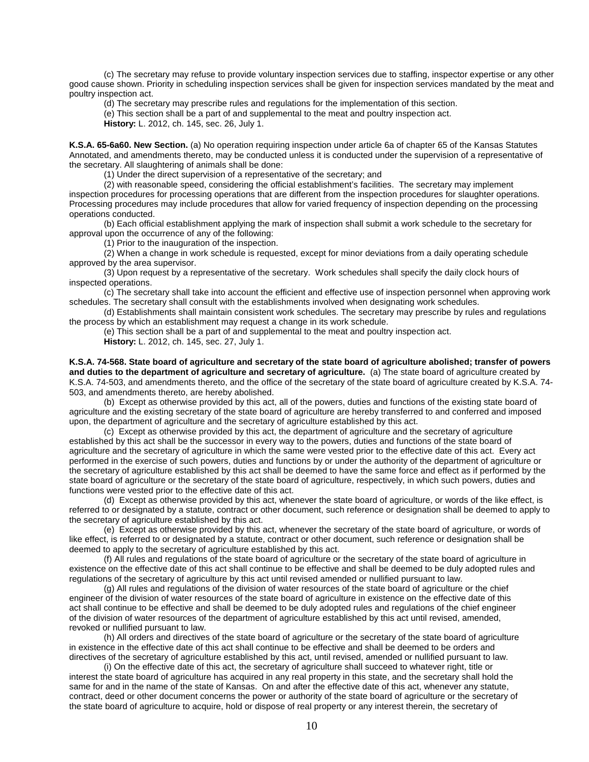(c) The secretary may refuse to provide voluntary inspection services due to staffing, inspector expertise or any other good cause shown. Priority in scheduling inspection services shall be given for inspection services mandated by the meat and poultry inspection act.

(d) The secretary may prescribe rules and regulations for the implementation of this section.

(e) This section shall be a part of and supplemental to the meat and poultry inspection act.

**History:** L. 2012, ch. 145, sec. 26, July 1.

**K.S.A. 65-6a60. New Section.** (a) No operation requiring inspection under article 6a of chapter 65 of the Kansas Statutes Annotated, and amendments thereto, may be conducted unless it is conducted under the supervision of a representative of the secretary. All slaughtering of animals shall be done:

(1) Under the direct supervision of a representative of the secretary; and

(2) with reasonable speed, considering the official establishment's facilities. The secretary may implement inspection procedures for processing operations that are different from the inspection procedures for slaughter operations. Processing procedures may include procedures that allow for varied frequency of inspection depending on the processing operations conducted.

(b) Each official establishment applying the mark of inspection shall submit a work schedule to the secretary for approval upon the occurrence of any of the following:

(1) Prior to the inauguration of the inspection.

(2) When a change in work schedule is requested, except for minor deviations from a daily operating schedule approved by the area supervisor.

(3) Upon request by a representative of the secretary. Work schedules shall specify the daily clock hours of inspected operations.

(c) The secretary shall take into account the efficient and effective use of inspection personnel when approving work schedules. The secretary shall consult with the establishments involved when designating work schedules.

(d) Establishments shall maintain consistent work schedules. The secretary may prescribe by rules and regulations the process by which an establishment may request a change in its work schedule.

(e) This section shall be a part of and supplemental to the meat and poultry inspection act.

**History:** L. 2012, ch. 145, sec. 27, July 1.

**K.S.A. 74-568. State board of agriculture and secretary of the state board of agriculture abolished; transfer of powers and duties to the department of agriculture and secretary of agriculture.** (a) The state board of agriculture created by K.S.A. 74-503, and amendments thereto, and the office of the secretary of the state board of agriculture created by K.S.A. 74-503, and amendments thereto, are hereby abolished.

(b) Except as otherwise provided by this act, all of the powers, duties and functions of the existing state board of agriculture and the existing secretary of the state board of agriculture are hereby transferred to and conferred and imposed upon, the department of agriculture and the secretary of agriculture established by this act.

(c) Except as otherwise provided by this act, the department of agriculture and the secretary of agriculture established by this act shall be the successor in every way to the powers, duties and functions of the state board of agriculture and the secretary of agriculture in which the same were vested prior to the effective date of this act. Every act performed in the exercise of such powers, duties and functions by or under the authority of the department of agriculture or the secretary of agriculture established by this act shall be deemed to have the same force and effect as if performed by the state board of agriculture or the secretary of the state board of agriculture, respectively, in which such powers, duties and functions were vested prior to the effective date of this act.

(d) Except as otherwise provided by this act, whenever the state board of agriculture, or words of the like effect, is referred to or designated by a statute, contract or other document, such reference or designation shall be deemed to apply to the secretary of agriculture established by this act.

(e) Except as otherwise provided by this act, whenever the secretary of the state board of agriculture, or words of like effect, is referred to or designated by a statute, contract or other document, such reference or designation shall be deemed to apply to the secretary of agriculture established by this act.

(f) All rules and regulations of the state board of agriculture or the secretary of the state board of agriculture in existence on the effective date of this act shall continue to be effective and shall be deemed to be duly adopted rules and regulations of the secretary of agriculture by this act until revised amended or nullified pursuant to law.

(g) All rules and regulations of the division of water resources of the state board of agriculture or the chief engineer of the division of water resources of the state board of agriculture in existence on the effective date of this act shall continue to be effective and shall be deemed to be duly adopted rules and regulations of the chief engineer of the division of water resources of the department of agriculture established by this act until revised, amended, revoked or nullified pursuant to law.

(h) All orders and directives of the state board of agriculture or the secretary of the state board of agriculture in existence in the effective date of this act shall continue to be effective and shall be deemed to be orders and directives of the secretary of agriculture established by this act, until revised, amended or nullified pursuant to law.

(i) On the effective date of this act, the secretary of agriculture shall succeed to whatever right, title or interest the state board of agriculture has acquired in any real property in this state, and the secretary shall hold the same for and in the name of the state of Kansas. On and after the effective date of this act, whenever any statute, contract, deed or other document concerns the power or authority of the state board of agriculture or the secretary of the state board of agriculture to acquire, hold or dispose of real property or any interest therein, the secretary of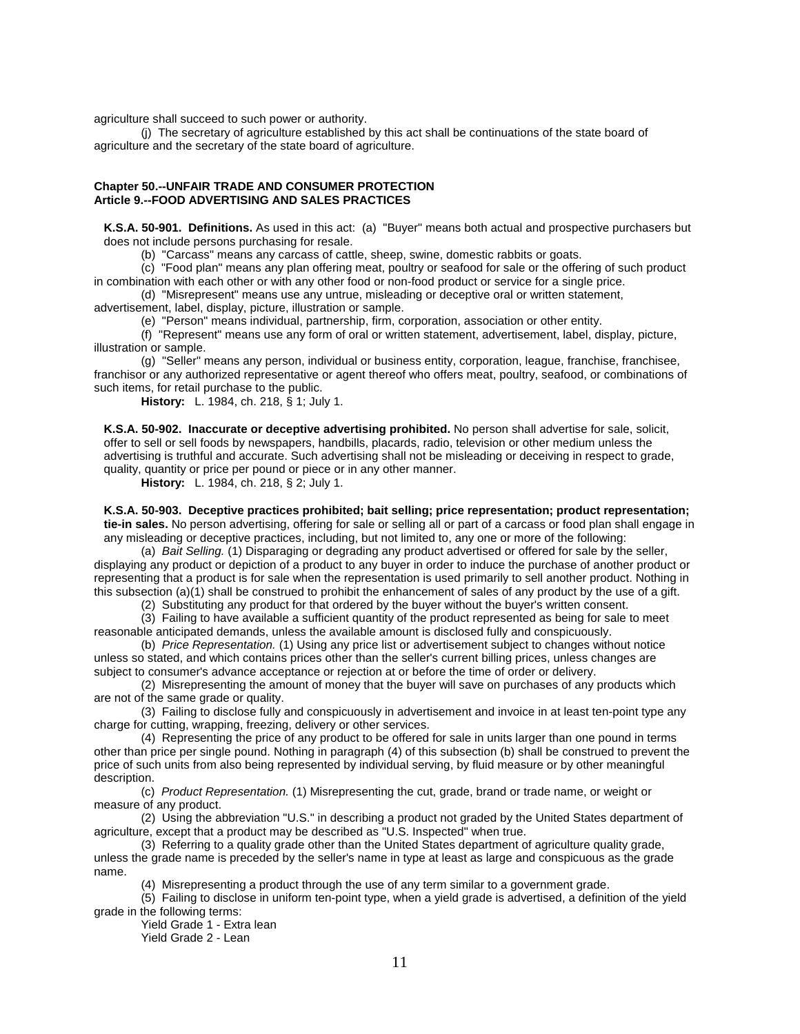agriculture shall succeed to such power or authority.

(j) The secretary of agriculture established by this act shall be continuations of the state board of agriculture and the secretary of the state board of agriculture.

**Chapter 50.--UNFAIR TRADE AND CONSUMER PROTECTION**
**Article 9.--FOOD ADVERTISING AND SALES PRACTICES**

**K.S.A. 50-901. Definitions.** As used in this act: (a) "Buyer" means both actual and prospective purchasers but does not include persons purchasing for resale.

(b) "Carcass" means any carcass of cattle, sheep, swine, domestic rabbits or goats.

(c) "Food plan" means any plan offering meat, poultry or seafood for sale or the offering of such product in combination with each other or with any other food or non-food product or service for a single price.

(d) "Misrepresent" means use any untrue, misleading or deceptive oral or written statement, advertisement, label, display, picture, illustration or sample.

(e) "Person" means individual, partnership, firm, corporation, association or other entity.

(f) "Represent" means use any form of oral or written statement, advertisement, label, display, picture, illustration or sample.

(g) "Seller" means any person, individual or business entity, corporation, league, franchise, franchisee, franchisor or any authorized representative or agent thereof who offers meat, poultry, seafood, or combinations of such items, for retail purchase to the public.

**History:** L. 1984, ch. 218, § 1; July 1.

**K.S.A. 50-902. Inaccurate or deceptive advertising prohibited.** No person shall advertise for sale, solicit, offer to sell or sell foods by newspapers, handbills, placards, radio, television or other medium unless the advertising is truthful and accurate. Such advertising shall not be misleading or deceiving in respect to grade, quality, quantity or price per pound or piece or in any other manner.

**History:** L. 1984, ch. 218, § 2; July 1.

**K.S.A. 50-903. Deceptive practices prohibited; bait selling; price representation; product representation; tie-in sales.** No person advertising, offering for sale or selling all or part of a carcass or food plan shall engage in any misleading or deceptive practices, including, but not limited to, any one or more of the following:

(a) *Bait Selling.* (1) Disparaging or degrading any product advertised or offered for sale by the seller, displaying any product or depiction of a product to any buyer in order to induce the purchase of another product or representing that a product is for sale when the representation is used primarily to sell another product. Nothing in this subsection (a)(1) shall be construed to prohibit the enhancement of sales of any product by the use of a gift.

(2) Substituting any product for that ordered by the buyer without the buyer's written consent.

(3) Failing to have available a sufficient quantity of the product represented as being for sale to meet reasonable anticipated demands, unless the available amount is disclosed fully and conspicuously.

(b) *Price Representation.* (1) Using any price list or advertisement subject to changes without notice unless so stated, and which contains prices other than the seller's current billing prices, unless changes are subject to consumer's advance acceptance or rejection at or before the time of order or delivery.

(2) Misrepresenting the amount of money that the buyer will save on purchases of any products which are not of the same grade or quality.

(3) Failing to disclose fully and conspicuously in advertisement and invoice in at least ten-point type any charge for cutting, wrapping, freezing, delivery or other services.

(4) Representing the price of any product to be offered for sale in units larger than one pound in terms other than price per single pound. Nothing in paragraph (4) of this subsection (b) shall be construed to prevent the price of such units from also being represented by individual serving, by fluid measure or by other meaningful description.

(c) *Product Representation.* (1) Misrepresenting the cut, grade, brand or trade name, or weight or measure of any product.

(2) Using the abbreviation "U.S." in describing a product not graded by the United States department of agriculture, except that a product may be described as "U.S. Inspected" when true.

(3) Referring to a quality grade other than the United States department of agriculture quality grade, unless the grade name is preceded by the seller's name in type at least as large and conspicuous as the grade name.

(4) Misrepresenting a product through the use of any term similar to a government grade.

(5) Failing to disclose in uniform ten-point type, when a yield grade is advertised, a definition of the yield grade in the following terms:

Yield Grade 1 - Extra lean
Yield Grade 2 - Lean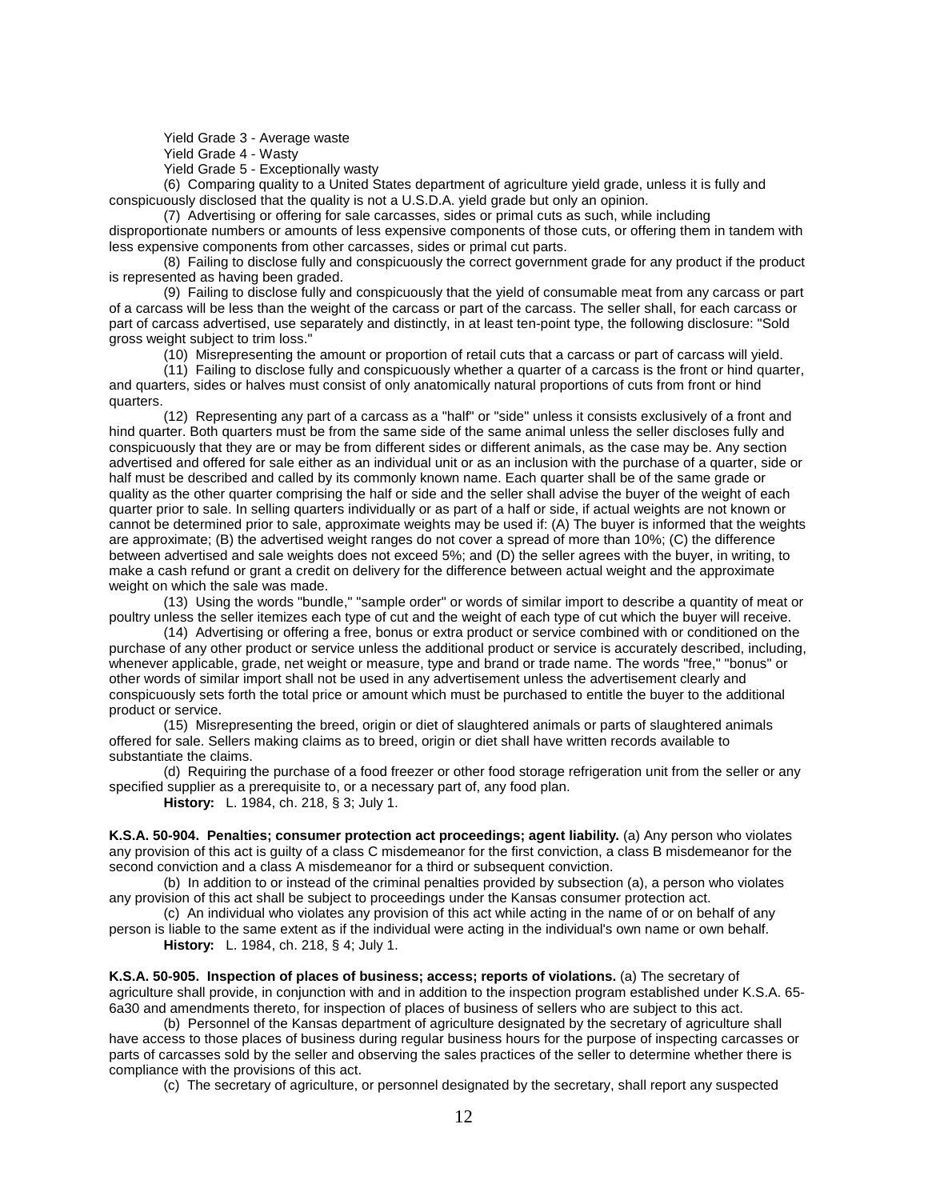Yield Grade 3 - Average waste

Yield Grade 4 - Wasty

Yield Grade 5 - Exceptionally wasty

(6) Comparing quality to a United States department of agriculture yield grade, unless it is fully and conspicuously disclosed that the quality is not a U.S.D.A. yield grade but only an opinion.

(7) Advertising or offering for sale carcasses, sides or primal cuts as such, while including disproportionate numbers or amounts of less expensive components of those cuts, or offering them in tandem with less expensive components from other carcasses, sides or primal cut parts.

(8) Failing to disclose fully and conspicuously the correct government grade for any product if the product is represented as having been graded.

(9) Failing to disclose fully and conspicuously that the yield of consumable meat from any carcass or part of a carcass will be less than the weight of the carcass or part of the carcass. The seller shall, for each carcass or part of carcass advertised, use separately and distinctly, in at least ten-point type, the following disclosure: "Sold gross weight subject to trim loss."

(10) Misrepresenting the amount or proportion of retail cuts that a carcass or part of carcass will yield.

(11) Failing to disclose fully and conspicuously whether a quarter of a carcass is the front or hind quarter, and quarters, sides or halves must consist of only anatomically natural proportions of cuts from front or hind quarters.

(12) Representing any part of a carcass as a "half" or "side" unless it consists exclusively of a front and hind quarter. Both quarters must be from the same side of the same animal unless the seller discloses fully and conspicuously that they are or may be from different sides or different animals, as the case may be. Any section advertised and offered for sale either as an individual unit or as an inclusion with the purchase of a quarter, side or half must be described and called by its commonly known name. Each quarter shall be of the same grade or quality as the other quarter comprising the half or side and the seller shall advise the buyer of the weight of each quarter prior to sale. In selling quarters individually or as part of a half or side, if actual weights are not known or cannot be determined prior to sale, approximate weights may be used if: (A) The buyer is informed that the weights are approximate; (B) the advertised weight ranges do not cover a spread of more than 10%; (C) the difference between advertised and sale weights does not exceed 5%; and (D) the seller agrees with the buyer, in writing, to make a cash refund or grant a credit on delivery for the difference between actual weight and the approximate weight on which the sale was made.

(13) Using the words "bundle," "sample order" or words of similar import to describe a quantity of meat or poultry unless the seller itemizes each type of cut and the weight of each type of cut which the buyer will receive.

(14) Advertising or offering a free, bonus or extra product or service combined with or conditioned on the purchase of any other product or service unless the additional product or service is accurately described, including, whenever applicable, grade, net weight or measure, type and brand or trade name. The words "free," "bonus" or other words of similar import shall not be used in any advertisement unless the advertisement clearly and conspicuously sets forth the total price or amount which must be purchased to entitle the buyer to the additional product or service.

(15) Misrepresenting the breed, origin or diet of slaughtered animals or parts of slaughtered animals offered for sale. Sellers making claims as to breed, origin or diet shall have written records available to substantiate the claims.

(d) Requiring the purchase of a food freezer or other food storage refrigeration unit from the seller or any specified supplier as a prerequisite to, or a necessary part of, any food plan.

**History:** L. 1984, ch. 218, § 3; July 1.

**K.S.A. 50-904. Penalties; consumer protection act proceedings; agent liability.** (a) Any person who violates any provision of this act is guilty of a class C misdemeanor for the first conviction, a class B misdemeanor for the second conviction and a class A misdemeanor for a third or subsequent conviction.

(b) In addition to or instead of the criminal penalties provided by subsection (a), a person who violates any provision of this act shall be subject to proceedings under the Kansas consumer protection act.

(c) An individual who violates any provision of this act while acting in the name of or on behalf of any person is liable to the same extent as if the individual were acting in the individual's own name or own behalf.

**History:** L. 1984, ch. 218, § 4; July 1.

**K.S.A. 50-905. Inspection of places of business; access; reports of violations.** (a) The secretary of agriculture shall provide, in conjunction with and in addition to the inspection program established under K.S.A. 65-6a30 and amendments thereto, for inspection of places of business of sellers who are subject to this act.

(b) Personnel of the Kansas department of agriculture designated by the secretary of agriculture shall have access to those places of business during regular business hours for the purpose of inspecting carcasses or parts of carcasses sold by the seller and observing the sales practices of the seller to determine whether there is compliance with the provisions of this act.

(c) The secretary of agriculture, or personnel designated by the secretary, shall report any suspected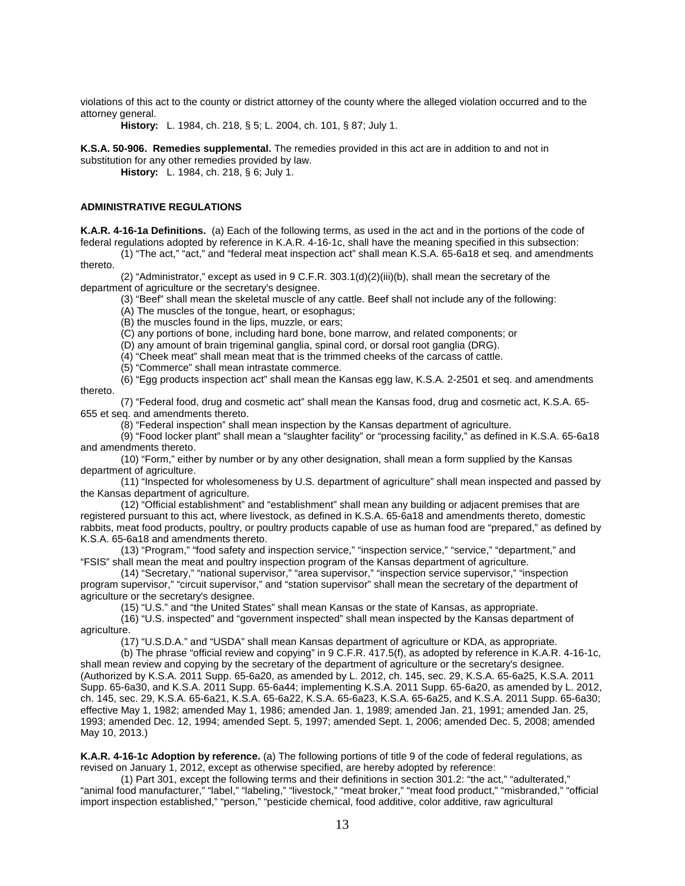violations of this act to the county or district attorney of the county where the alleged violation occurred and to the attorney general.

**History:** L. 1984, ch. 218, § 5; L. 2004, ch. 101, § 87; July 1.

**K.S.A. 50-906. Remedies supplemental.** The remedies provided in this act are in addition to and not in substitution for any other remedies provided by law.

**History:** L. 1984, ch. 218, § 6; July 1.

**ADMINISTRATIVE REGULATIONS**

**K.A.R. 4-16-1a Definitions.** (a) Each of the following terms, as used in the act and in the portions of the code of federal regulations adopted by reference in K.A.R. 4-16-1c, shall have the meaning specified in this subsection:

(1) "The act," "act," and "federal meat inspection act" shall mean K.S.A. 65-6a18 et seq. and amendments thereto.

(2) "Administrator," except as used in 9 C.F.R. 303.1(d)(2)(iii)(b), shall mean the secretary of the department of agriculture or the secretary's designee.

(3) "Beef" shall mean the skeletal muscle of any cattle. Beef shall not include any of the following:

(A) The muscles of the tongue, heart, or esophagus;

(B) the muscles found in the lips, muzzle, or ears;

(C) any portions of bone, including hard bone, bone marrow, and related components; or

(D) any amount of brain trigeminal ganglia, spinal cord, or dorsal root ganglia (DRG).

(4) "Cheek meat" shall mean meat that is the trimmed cheeks of the carcass of cattle.

(5) "Commerce" shall mean intrastate commerce.

(6) "Egg products inspection act" shall mean the Kansas egg law, K.S.A. 2-2501 et seq. and amendments thereto.

(7) "Federal food, drug and cosmetic act" shall mean the Kansas food, drug and cosmetic act, K.S.A. 65-655 et seq. and amendments thereto.

(8) "Federal inspection" shall mean inspection by the Kansas department of agriculture.

(9) "Food locker plant" shall mean a "slaughter facility" or "processing facility," as defined in K.S.A. 65-6a18 and amendments thereto.

(10) "Form," either by number or by any other designation, shall mean a form supplied by the Kansas department of agriculture.

(11) "Inspected for wholesomeness by U.S. department of agriculture" shall mean inspected and passed by the Kansas department of agriculture.

(12) "Official establishment" and "establishment" shall mean any building or adjacent premises that are registered pursuant to this act, where livestock, as defined in K.S.A. 65-6a18 and amendments thereto, domestic rabbits, meat food products, poultry, or poultry products capable of use as human food are "prepared," as defined by K.S.A. 65-6a18 and amendments thereto.

(13) "Program," "food safety and inspection service," "inspection service," "service," "department," and "FSIS" shall mean the meat and poultry inspection program of the Kansas department of agriculture.

(14) "Secretary," "national supervisor," "area supervisor," "inspection service supervisor," "inspection program supervisor," "circuit supervisor," and "station supervisor" shall mean the secretary of the department of agriculture or the secretary's designee.

(15) "U.S." and "the United States" shall mean Kansas or the state of Kansas, as appropriate.

(16) "U.S. inspected" and "government inspected" shall mean inspected by the Kansas department of agriculture.

(17) "U.S.D.A." and "USDA" shall mean Kansas department of agriculture or KDA, as appropriate.

(b) The phrase "official review and copying" in 9 C.F.R. 417.5(f), as adopted by reference in K.A.R. 4-16-1c, shall mean review and copying by the secretary of the department of agriculture or the secretary's designee. (Authorized by K.S.A. 2011 Supp. 65-6a20, as amended by L. 2012, ch. 145, sec. 29, K.S.A. 65-6a25, K.S.A. 2011 Supp. 65-6a30, and K.S.A. 2011 Supp. 65-6a44; implementing K.S.A. 2011 Supp. 65-6a20, as amended by L. 2012, ch. 145, sec. 29, K.S.A. 65-6a21, K.S.A. 65-6a22, K.S.A. 65-6a23, K.S.A. 65-6a25, and K.S.A. 2011 Supp. 65-6a30; effective May 1, 1982; amended May 1, 1986; amended Jan. 1, 1989; amended Jan. 21, 1991; amended Jan. 25, 1993; amended Dec. 12, 1994; amended Sept. 5, 1997; amended Sept. 1, 2006; amended Dec. 5, 2008; amended May 10, 2013.)

**K.A.R. 4-16-1c Adoption by reference.** (a) The following portions of title 9 of the code of federal regulations, as revised on January 1, 2012, except as otherwise specified, are hereby adopted by reference:

(1) Part 301, except the following terms and their definitions in section 301.2: "the act," "adulterated," "animal food manufacturer," "label," "labeling," "livestock," "meat broker," "meat food product," "misbranded," "official import inspection established," "person," "pesticide chemical, food additive, color additive, raw agricultural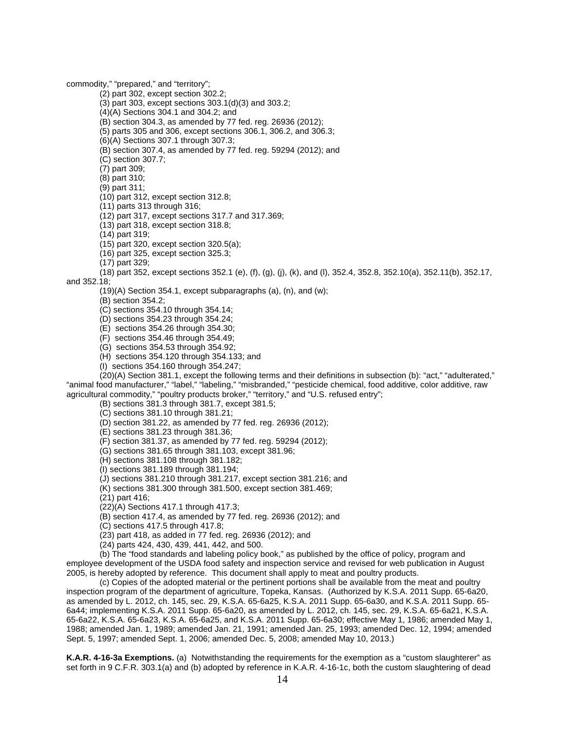commodity," "prepared," and "territory";

(2) part 302, except section 302.2;

(3) part 303, except sections 303.1(d)(3) and 303.2;

(4)(A) Sections 304.1 and 304.2; and

(B) section 304.3, as amended by 77 fed. reg. 26936 (2012);

(5) parts 305 and 306, except sections 306.1, 306.2, and 306.3;

(6)(A) Sections 307.1 through 307.3;

(B) section 307.4, as amended by 77 fed. reg. 59294 (2012); and

(C) section 307.7;

(7) part 309;

(8) part 310;

(9) part 311;

(10) part 312, except section 312.8;

(11) parts 313 through 316;

(12) part 317, except sections 317.7 and 317.369;

(13) part 318, except section 318.8;

(14) part 319;

(15) part 320, except section 320.5(a);

(16) part 325, except section 325.3;

(17) part 329;

(18) part 352, except sections 352.1 (e), (f), (g), (j), (k), and (l), 352.4, 352.8, 352.10(a), 352.11(b), 352.17, and 352.18;

(19)(A) Section 354.1, except subparagraphs (a), (n), and (w);

(B) section 354.2;

(C) sections 354.10 through 354.14;

(D) sections 354.23 through 354.24;

(E) sections 354.26 through 354.30;

(F) sections 354.46 through 354.49;

(G) sections 354.53 through 354.92;

(H) sections 354.120 through 354.133; and

(I) sections 354.160 through 354.247;

(20)(A) Section 381.1, except the following terms and their definitions in subsection (b): "act," "adulterated," "animal food manufacturer," "label," "labeling," "misbranded," "pesticide chemical, food additive, color additive, raw agricultural commodity," "poultry products broker," "territory," and "U.S. refused entry";

(B) sections 381.3 through 381.7, except 381.5;

(C) sections 381.10 through 381.21;

(D) section 381.22, as amended by 77 fed. reg. 26936 (2012);

(E) sections 381.23 through 381.36;

(F) section 381.37, as amended by 77 fed. reg. 59294 (2012);

(G) sections 381.65 through 381.103, except 381.96;

(H) sections 381.108 through 381.182;

(I) sections 381.189 through 381.194;

(J) sections 381.210 through 381.217, except section 381.216; and

(K) sections 381.300 through 381.500, except section 381.469;

(21) part 416;

(22)(A) Sections 417.1 through 417.3;

(B) section 417.4, as amended by 77 fed. reg. 26936 (2012); and

(C) sections 417.5 through 417.8;

(23) part 418, as added in 77 fed. reg. 26936 (2012); and

(24) parts 424, 430, 439, 441, 442, and 500.

(b) The "food standards and labeling policy book," as published by the office of policy, program and employee development of the USDA food safety and inspection service and revised for web publication in August 2005, is hereby adopted by reference. This document shall apply to meat and poultry products.

(c) Copies of the adopted material or the pertinent portions shall be available from the meat and poultry inspection program of the department of agriculture, Topeka, Kansas. (Authorized by K.S.A. 2011 Supp. 65-6a20, as amended by L. 2012, ch. 145, sec. 29, K.S.A. 65-6a25, K.S.A. 2011 Supp. 65-6a30, and K.S.A. 2011 Supp. 65-6a44; implementing K.S.A. 2011 Supp. 65-6a20, as amended by L. 2012, ch. 145, sec. 29, K.S.A. 65-6a21, K.S.A. 65-6a22, K.S.A. 65-6a23, K.S.A. 65-6a25, and K.S.A. 2011 Supp. 65-6a30; effective May 1, 1986; amended May 1, 1988; amended Jan. 1, 1989; amended Jan. 21, 1991; amended Jan. 25, 1993; amended Dec. 12, 1994; amended Sept. 5, 1997; amended Sept. 1, 2006; amended Dec. 5, 2008; amended May 10, 2013.)

**K.A.R. 4-16-3a Exemptions.** (a) Notwithstanding the requirements for the exemption as a "custom slaughterer" as set forth in 9 C.F.R. 303.1(a) and (b) adopted by reference in K.A.R. 4-16-1c, both the custom slaughtering of dead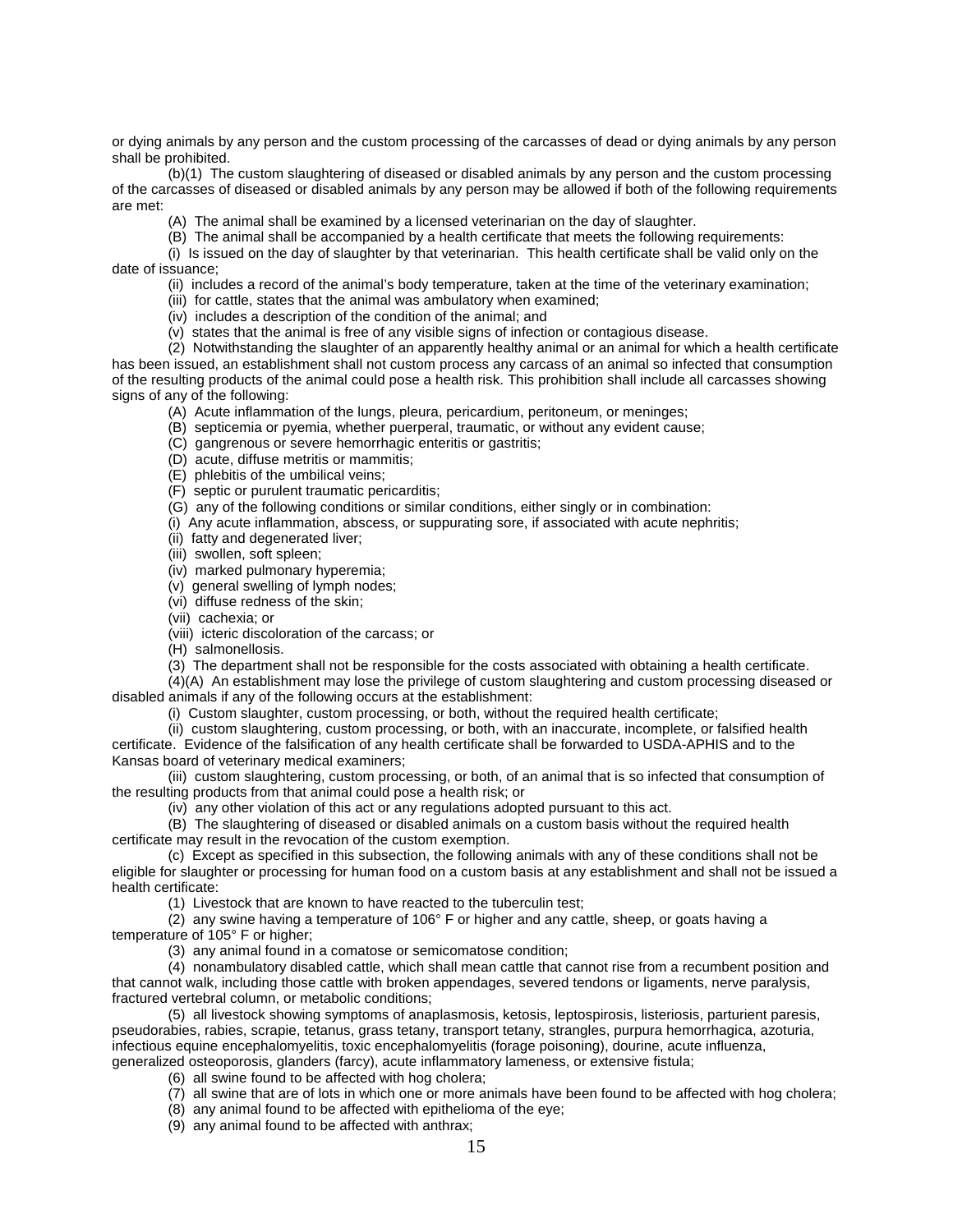or dying animals by any person and the custom processing of the carcasses of dead or dying animals by any person shall be prohibited.

(b)(1) The custom slaughtering of diseased or disabled animals by any person and the custom processing of the carcasses of diseased or disabled animals by any person may be allowed if both of the following requirements are met:

(A) The animal shall be examined by a licensed veterinarian on the day of slaughter.

(B) The animal shall be accompanied by a health certificate that meets the following requirements:

(i) Is issued on the day of slaughter by that veterinarian. This health certificate shall be valid only on the date of issuance;

(ii) includes a record of the animal's body temperature, taken at the time of the veterinary examination;

(iii) for cattle, states that the animal was ambulatory when examined;

(iv) includes a description of the condition of the animal; and

(v) states that the animal is free of any visible signs of infection or contagious disease.

(2) Notwithstanding the slaughter of an apparently healthy animal or an animal for which a health certificate has been issued, an establishment shall not custom process any carcass of an animal so infected that consumption of the resulting products of the animal could pose a health risk. This prohibition shall include all carcasses showing signs of any of the following:

(A) Acute inflammation of the lungs, pleura, pericardium, peritoneum, or meninges;

(B) septicemia or pyemia, whether puerperal, traumatic, or without any evident cause;

(C) gangrenous or severe hemorrhagic enteritis or gastritis;

(D) acute, diffuse metritis or mammitis;

(E) phlebitis of the umbilical veins;

(F) septic or purulent traumatic pericarditis;

(G) any of the following conditions or similar conditions, either singly or in combination:

(i) Any acute inflammation, abscess, or suppurating sore, if associated with acute nephritis;

(ii) fatty and degenerated liver;

(iii) swollen, soft spleen;

(iv) marked pulmonary hyperemia;

(v) general swelling of lymph nodes;

(vi) diffuse redness of the skin;

(vii) cachexia; or

(viii) icteric discoloration of the carcass; or

(H) salmonellosis.

(3) The department shall not be responsible for the costs associated with obtaining a health certificate.

(4)(A) An establishment may lose the privilege of custom slaughtering and custom processing diseased or disabled animals if any of the following occurs at the establishment:

(i) Custom slaughter, custom processing, or both, without the required health certificate;

(ii) custom slaughtering, custom processing, or both, with an inaccurate, incomplete, or falsified health certificate. Evidence of the falsification of any health certificate shall be forwarded to USDA-APHIS and to the Kansas board of veterinary medical examiners;

(iii) custom slaughtering, custom processing, or both, of an animal that is so infected that consumption of the resulting products from that animal could pose a health risk; or

(iv) any other violation of this act or any regulations adopted pursuant to this act.

(B) The slaughtering of diseased or disabled animals on a custom basis without the required health certificate may result in the revocation of the custom exemption.

(c) Except as specified in this subsection, the following animals with any of these conditions shall not be eligible for slaughter or processing for human food on a custom basis at any establishment and shall not be issued a health certificate:

(1) Livestock that are known to have reacted to the tuberculin test;

(2) any swine having a temperature of 106° F or higher and any cattle, sheep, or goats having a temperature of 105° F or higher;

(3) any animal found in a comatose or semicomatose condition;

(4) nonambulatory disabled cattle, which shall mean cattle that cannot rise from a recumbent position and that cannot walk, including those cattle with broken appendages, severed tendons or ligaments, nerve paralysis, fractured vertebral column, or metabolic conditions;

(5) all livestock showing symptoms of anaplasmosis, ketosis, leptospirosis, listeriosis, parturient paresis, pseudorabies, rabies, scrapie, tetanus, grass tetany, transport tetany, strangles, purpura hemorrhagica, azoturia, infectious equine encephalomyelitis, toxic encephalomyelitis (forage poisoning), dourine, acute influenza, generalized osteoporosis, glanders (farcy), acute inflammatory lameness, or extensive fistula;

(6) all swine found to be affected with hog cholera;

(7) all swine that are of lots in which one or more animals have been found to be affected with hog cholera;

(8) any animal found to be affected with epithelioma of the eye;

(9) any animal found to be affected with anthrax;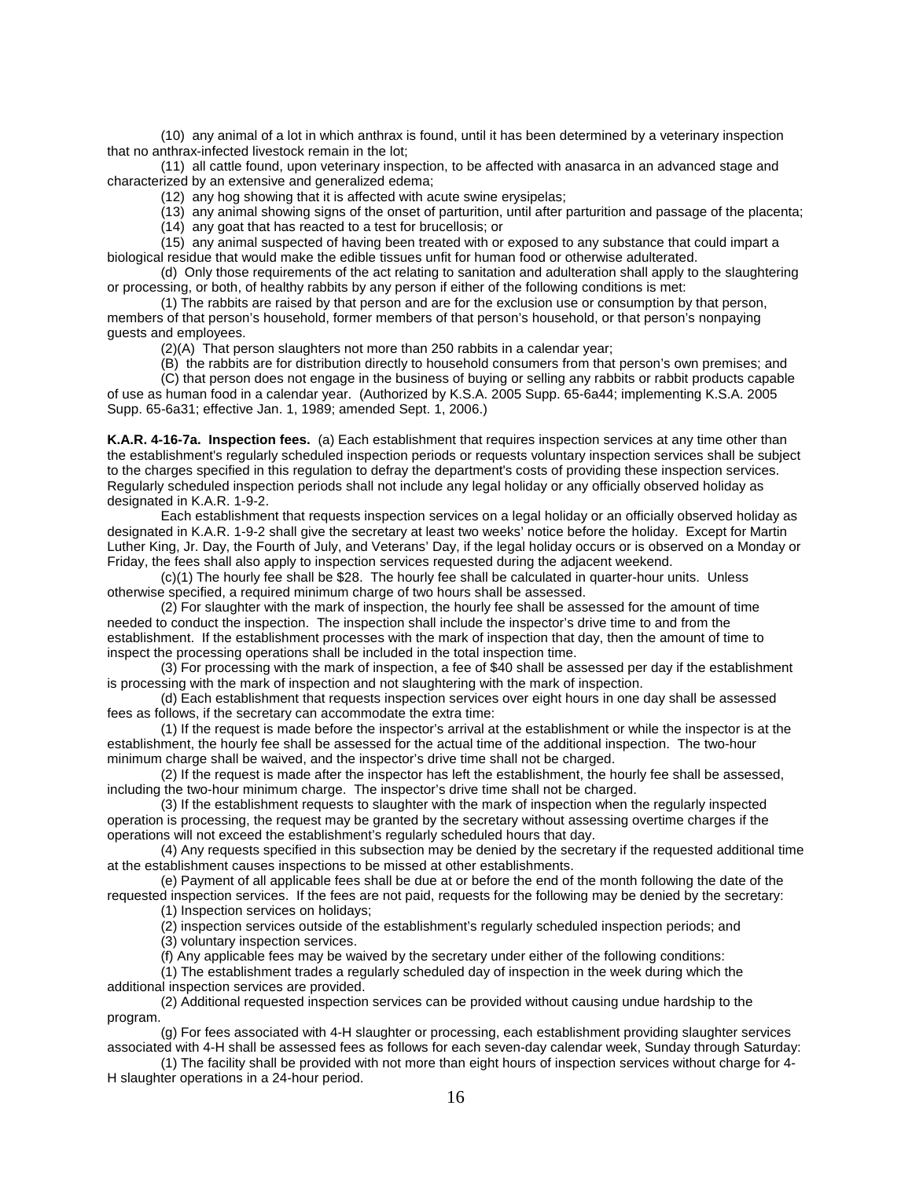(10) any animal of a lot in which anthrax is found, until it has been determined by a veterinary inspection that no anthrax-infected livestock remain in the lot;

(11) all cattle found, upon veterinary inspection, to be affected with anasarca in an advanced stage and characterized by an extensive and generalized edema;

(12) any hog showing that it is affected with acute swine erysipelas;

(13) any animal showing signs of the onset of parturition, until after parturition and passage of the placenta;

(14) any goat that has reacted to a test for brucellosis; or

(15) any animal suspected of having been treated with or exposed to any substance that could impart a biological residue that would make the edible tissues unfit for human food or otherwise adulterated.

(d) Only those requirements of the act relating to sanitation and adulteration shall apply to the slaughtering or processing, or both, of healthy rabbits by any person if either of the following conditions is met:

(1) The rabbits are raised by that person and are for the exclusion use or consumption by that person, members of that person's household, former members of that person's household, or that person's nonpaying guests and employees.

(2)(A) That person slaughters not more than 250 rabbits in a calendar year;

(B) the rabbits are for distribution directly to household consumers from that person's own premises; and

(C) that person does not engage in the business of buying or selling any rabbits or rabbit products capable of use as human food in a calendar year. (Authorized by K.S.A. 2005 Supp. 65-6a44; implementing K.S.A. 2005 Supp. 65-6a31; effective Jan. 1, 1989; amended Sept. 1, 2006.)

**K.A.R. 4-16-7a. Inspection fees.** (a) Each establishment that requires inspection services at any time other than the establishment's regularly scheduled inspection periods or requests voluntary inspection services shall be subject to the charges specified in this regulation to defray the department's costs of providing these inspection services. Regularly scheduled inspection periods shall not include any legal holiday or any officially observed holiday as designated in K.A.R. 1-9-2.

Each establishment that requests inspection services on a legal holiday or an officially observed holiday as designated in K.A.R. 1-9-2 shall give the secretary at least two weeks' notice before the holiday. Except for Martin Luther King, Jr. Day, the Fourth of July, and Veterans' Day, if the legal holiday occurs or is observed on a Monday or Friday, the fees shall also apply to inspection services requested during the adjacent weekend.

(c)(1) The hourly fee shall be $28. The hourly fee shall be calculated in quarter-hour units. Unless otherwise specified, a required minimum charge of two hours shall be assessed.

(2) For slaughter with the mark of inspection, the hourly fee shall be assessed for the amount of time needed to conduct the inspection. The inspection shall include the inspector's drive time to and from the establishment. If the establishment processes with the mark of inspection that day, then the amount of time to inspect the processing operations shall be included in the total inspection time.

(3) For processing with the mark of inspection, a fee of $40 shall be assessed per day if the establishment is processing with the mark of inspection and not slaughtering with the mark of inspection.

(d) Each establishment that requests inspection services over eight hours in one day shall be assessed fees as follows, if the secretary can accommodate the extra time:

(1) If the request is made before the inspector's arrival at the establishment or while the inspector is at the establishment, the hourly fee shall be assessed for the actual time of the additional inspection. The two-hour minimum charge shall be waived, and the inspector's drive time shall not be charged.

(2) If the request is made after the inspector has left the establishment, the hourly fee shall be assessed, including the two-hour minimum charge. The inspector's drive time shall not be charged.

(3) If the establishment requests to slaughter with the mark of inspection when the regularly inspected operation is processing, the request may be granted by the secretary without assessing overtime charges if the operations will not exceed the establishment's regularly scheduled hours that day.

(4) Any requests specified in this subsection may be denied by the secretary if the requested additional time at the establishment causes inspections to be missed at other establishments.

(e) Payment of all applicable fees shall be due at or before the end of the month following the date of the requested inspection services. If the fees are not paid, requests for the following may be denied by the secretary:

(1) Inspection services on holidays;

(2) inspection services outside of the establishment's regularly scheduled inspection periods; and

(3) voluntary inspection services.

(f) Any applicable fees may be waived by the secretary under either of the following conditions:

(1) The establishment trades a regularly scheduled day of inspection in the week during which the additional inspection services are provided.

(2) Additional requested inspection services can be provided without causing undue hardship to the program.

(g) For fees associated with 4-H slaughter or processing, each establishment providing slaughter services associated with 4-H shall be assessed fees as follows for each seven-day calendar week, Sunday through Saturday:

(1) The facility shall be provided with not more than eight hours of inspection services without charge for 4-H slaughter operations in a 24-hour period.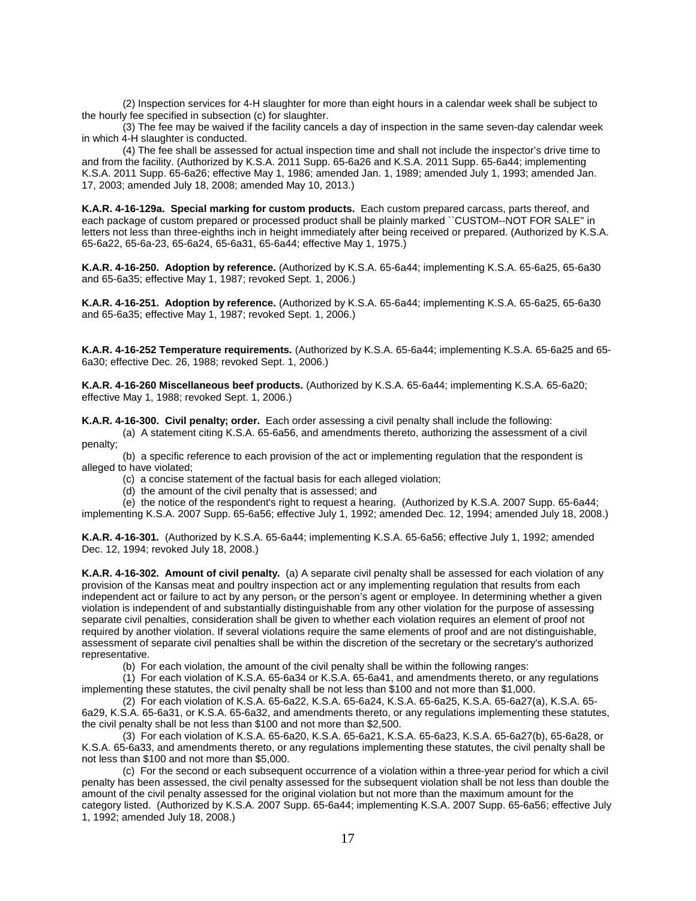(2) Inspection services for 4-H slaughter for more than eight hours in a calendar week shall be subject to the hourly fee specified in subsection (c) for slaughter.

(3) The fee may be waived if the facility cancels a day of inspection in the same seven-day calendar week in which 4-H slaughter is conducted.

(4) The fee shall be assessed for actual inspection time and shall not include the inspector's drive time to and from the facility. (Authorized by K.S.A. 2011 Supp. 65-6a26 and K.S.A. 2011 Supp. 65-6a44; implementing K.S.A. 2011 Supp. 65-6a26; effective May 1, 1986; amended Jan. 1, 1989; amended July 1, 1993; amended Jan. 17, 2003; amended July 18, 2008; amended May 10, 2013.)

**K.A.R. 4-16-129a. Special marking for custom products.** Each custom prepared carcass, parts thereof, and each package of custom prepared or processed product shall be plainly marked ``CUSTOM--NOT FOR SALE" in letters not less than three-eighths inch in height immediately after being received or prepared. (Authorized by K.S.A. 65-6a22, 65-6a-23, 65-6a24, 65-6a31, 65-6a44; effective May 1, 1975.)

**K.A.R. 4-16-250. Adoption by reference.** (Authorized by K.S.A. 65-6a44; implementing K.S.A. 65-6a25, 65-6a30 and 65-6a35; effective May 1, 1987; revoked Sept. 1, 2006.)

**K.A.R. 4-16-251. Adoption by reference.** (Authorized by K.S.A. 65-6a44; implementing K.S.A. 65-6a25, 65-6a30 and 65-6a35; effective May 1, 1987; revoked Sept. 1, 2006.)

**K.A.R. 4-16-252 Temperature requirements.** (Authorized by K.S.A. 65-6a44; implementing K.S.A. 65-6a25 and 65-6a30; effective Dec. 26, 1988; revoked Sept. 1, 2006.)

**K.A.R. 4-16-260 Miscellaneous beef products.** (Authorized by K.S.A. 65-6a44; implementing K.S.A. 65-6a20; effective May 1, 1988; revoked Sept. 1, 2006.)

**K.A.R. 4-16-300. Civil penalty; order.** Each order assessing a civil penalty shall include the following:

(a) A statement citing K.S.A. 65-6a56, and amendments thereto, authorizing the assessment of a civil penalty;

(b) a specific reference to each provision of the act or implementing regulation that the respondent is alleged to have violated;

(c) a concise statement of the factual basis for each alleged violation;

(d) the amount of the civil penalty that is assessed; and

(e) the notice of the respondent's right to request a hearing. (Authorized by K.S.A. 2007 Supp. 65-6a44; implementing K.S.A. 2007 Supp. 65-6a56; effective July 1, 1992; amended Dec. 12, 1994; amended July 18, 2008.)

**K.A.R. 4-16-301.** (Authorized by K.S.A. 65-6a44; implementing K.S.A. 65-6a56; effective July 1, 1992; amended Dec. 12, 1994; revoked July 18, 2008.)

**K.A.R. 4-16-302. Amount of civil penalty.** (a) A separate civil penalty shall be assessed for each violation of any provision of the Kansas meat and poultry inspection act or any implementing regulation that results from each independent act or failure to act by any person, or the person's agent or employee. In determining whether a given violation is independent of and substantially distinguishable from any other violation for the purpose of assessing separate civil penalties, consideration shall be given to whether each violation requires an element of proof not required by another violation. If several violations require the same elements of proof and are not distinguishable, assessment of separate civil penalties shall be within the discretion of the secretary or the secretary's authorized representative.

(b) For each violation, the amount of the civil penalty shall be within the following ranges:

(1) For each violation of K.S.A. 65-6a34 or K.S.A. 65-6a41, and amendments thereto, or any regulations implementing these statutes, the civil penalty shall be not less than \$100 and not more than \$1,000.

(2) For each violation of K.S.A. 65-6a22, K.S.A. 65-6a24, K.S.A. 65-6a25, K.S.A. 65-6a27(a), K.S.A. 65-6a29, K.S.A. 65-6a31, or K.S.A. 65-6a32, and amendments thereto, or any regulations implementing these statutes, the civil penalty shall be not less than \$100 and not more than \$2,500.

(3) For each violation of K.S.A. 65-6a20, K.S.A. 65-6a21, K.S.A. 65-6a23, K.S.A. 65-6a27(b), 65-6a28, or K.S.A. 65-6a33, and amendments thereto, or any regulations implementing these statutes, the civil penalty shall be not less than \$100 and not more than \$5,000.

(c) For the second or each subsequent occurrence of a violation within a three-year period for which a civil penalty has been assessed, the civil penalty assessed for the subsequent violation shall be not less than double the amount of the civil penalty assessed for the original violation but not more than the maximum amount for the category listed. (Authorized by K.S.A. 2007 Supp. 65-6a44; implementing K.S.A. 2007 Supp. 65-6a56; effective July 1, 1992; amended July 18, 2008.)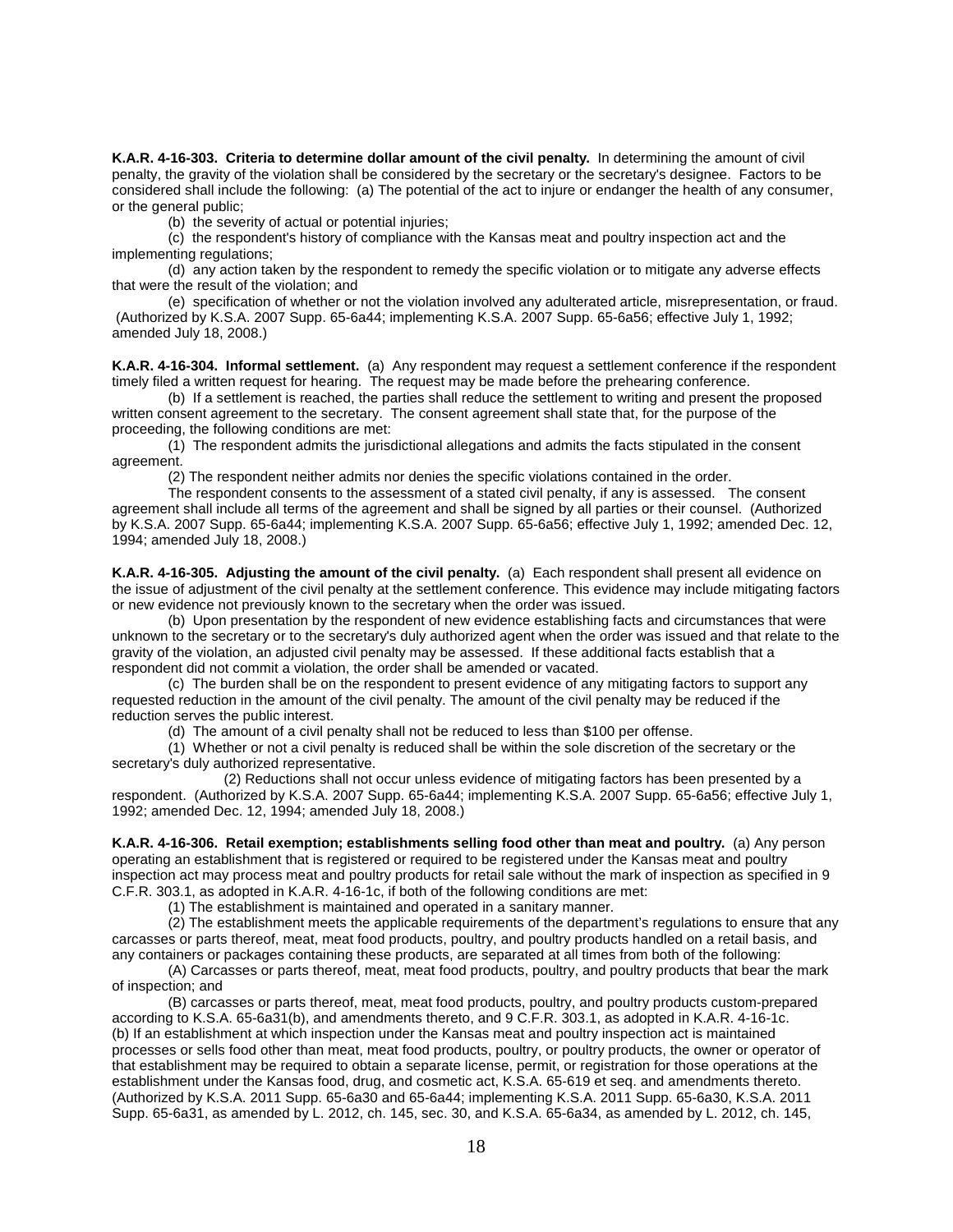**K.A.R. 4-16-303. Criteria to determine dollar amount of the civil penalty.** In determining the amount of civil penalty, the gravity of the violation shall be considered by the secretary or the secretary's designee. Factors to be considered shall include the following: (a) The potential of the act to injure or endanger the health of any consumer, or the general public;

(b) the severity of actual or potential injuries;

(c) the respondent's history of compliance with the Kansas meat and poultry inspection act and the implementing regulations;

(d) any action taken by the respondent to remedy the specific violation or to mitigate any adverse effects that were the result of the violation; and

(e) specification of whether or not the violation involved any adulterated article, misrepresentation, or fraud. (Authorized by K.S.A. 2007 Supp. 65-6a44; implementing K.S.A. 2007 Supp. 65-6a56; effective July 1, 1992; amended July 18, 2008.)

**K.A.R. 4-16-304. Informal settlement.** (a) Any respondent may request a settlement conference if the respondent timely filed a written request for hearing. The request may be made before the prehearing conference.

(b) If a settlement is reached, the parties shall reduce the settlement to writing and present the proposed written consent agreement to the secretary. The consent agreement shall state that, for the purpose of the proceeding, the following conditions are met:

(1) The respondent admits the jurisdictional allegations and admits the facts stipulated in the consent agreement.

(2) The respondent neither admits nor denies the specific violations contained in the order.

The respondent consents to the assessment of a stated civil penalty, if any is assessed. The consent agreement shall include all terms of the agreement and shall be signed by all parties or their counsel. (Authorized by K.S.A. 2007 Supp. 65-6a44; implementing K.S.A. 2007 Supp. 65-6a56; effective July 1, 1992; amended Dec. 12, 1994; amended July 18, 2008.)

**K.A.R. 4-16-305. Adjusting the amount of the civil penalty.** (a) Each respondent shall present all evidence on the issue of adjustment of the civil penalty at the settlement conference. This evidence may include mitigating factors or new evidence not previously known to the secretary when the order was issued.

(b) Upon presentation by the respondent of new evidence establishing facts and circumstances that were unknown to the secretary or to the secretary's duly authorized agent when the order was issued and that relate to the gravity of the violation, an adjusted civil penalty may be assessed. If these additional facts establish that a respondent did not commit a violation, the order shall be amended or vacated.

(c) The burden shall be on the respondent to present evidence of any mitigating factors to support any requested reduction in the amount of the civil penalty. The amount of the civil penalty may be reduced if the reduction serves the public interest.

(d) The amount of a civil penalty shall not be reduced to less than $100 per offense.

(1) Whether or not a civil penalty is reduced shall be within the sole discretion of the secretary or the secretary's duly authorized representative.

(2) Reductions shall not occur unless evidence of mitigating factors has been presented by a respondent. (Authorized by K.S.A. 2007 Supp. 65-6a44; implementing K.S.A. 2007 Supp. 65-6a56; effective July 1, 1992; amended Dec. 12, 1994; amended July 18, 2008.)

**K.A.R. 4-16-306. Retail exemption; establishments selling food other than meat and poultry.** (a) Any person operating an establishment that is registered or required to be registered under the Kansas meat and poultry inspection act may process meat and poultry products for retail sale without the mark of inspection as specified in 9 C.F.R. 303.1, as adopted in K.A.R. 4-16-1c, if both of the following conditions are met:

(1) The establishment is maintained and operated in a sanitary manner.

(2) The establishment meets the applicable requirements of the department's regulations to ensure that any carcasses or parts thereof, meat, meat food products, poultry, and poultry products handled on a retail basis, and any containers or packages containing these products, are separated at all times from both of the following:

(A) Carcasses or parts thereof, meat, meat food products, poultry, and poultry products that bear the mark of inspection; and

(B) carcasses or parts thereof, meat, meat food products, poultry, and poultry products custom-prepared according to K.S.A. 65-6a31(b), and amendments thereto, and 9 C.F.R. 303.1, as adopted in K.A.R. 4-16-1c.

(b) If an establishment at which inspection under the Kansas meat and poultry inspection act is maintained processes or sells food other than meat, meat food products, poultry, or poultry products, the owner or operator of that establishment may be required to obtain a separate license, permit, or registration for those operations at the establishment under the Kansas food, drug, and cosmetic act, K.S.A. 65-619 et seq. and amendments thereto. (Authorized by K.S.A. 2011 Supp. 65-6a30 and 65-6a44; implementing K.S.A. 2011 Supp. 65-6a30, K.S.A. 2011 Supp. 65-6a31, as amended by L. 2012, ch. 145, sec. 30, and K.S.A. 65-6a34, as amended by L. 2012, ch. 145,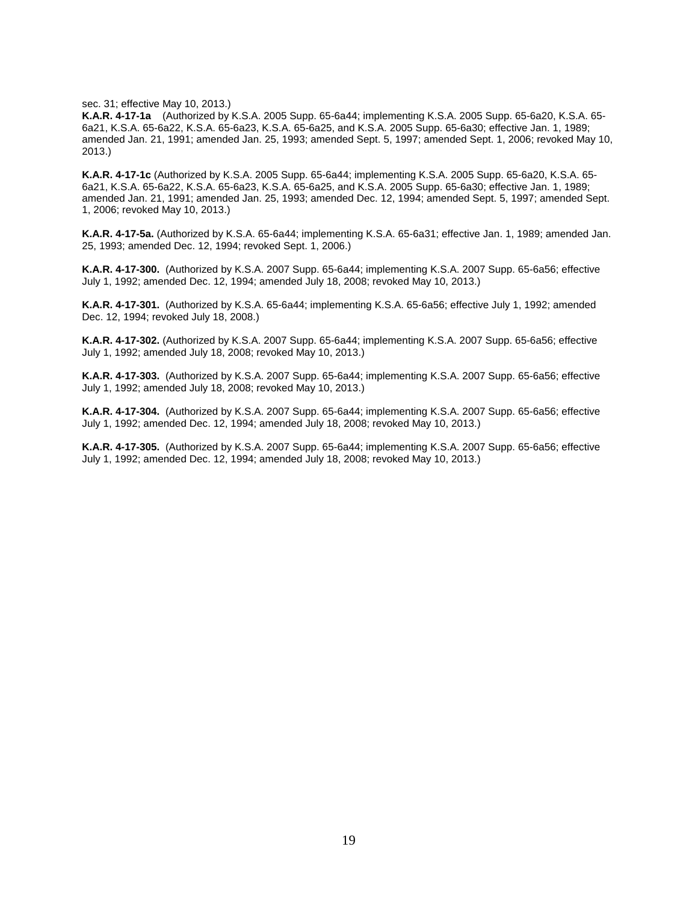sec. 31; effective May 10, 2013.)

**K.A.R. 4-17-1a** (Authorized by K.S.A. 2005 Supp. 65-6a44; implementing K.S.A. 2005 Supp. 65-6a20, K.S.A. 65-6a21, K.S.A. 65-6a22, K.S.A. 65-6a23, K.S.A. 65-6a25, and K.S.A. 2005 Supp. 65-6a30; effective Jan. 1, 1989; amended Jan. 21, 1991; amended Jan. 25, 1993; amended Sept. 5, 1997; amended Sept. 1, 2006; revoked May 10, 2013.)

**K.A.R. 4-17-1c** (Authorized by K.S.A. 2005 Supp. 65-6a44; implementing K.S.A. 2005 Supp. 65-6a20, K.S.A. 65-6a21, K.S.A. 65-6a22, K.S.A. 65-6a23, K.S.A. 65-6a25, and K.S.A. 2005 Supp. 65-6a30; effective Jan. 1, 1989; amended Jan. 21, 1991; amended Jan. 25, 1993; amended Dec. 12, 1994; amended Sept. 5, 1997; amended Sept. 1, 2006; revoked May 10, 2013.)

**K.A.R. 4-17-5a.** (Authorized by K.S.A. 65-6a44; implementing K.S.A. 65-6a31; effective Jan. 1, 1989; amended Jan. 25, 1993; amended Dec. 12, 1994; revoked Sept. 1, 2006.)

**K.A.R. 4-17-300.** (Authorized by K.S.A. 2007 Supp. 65-6a44; implementing K.S.A. 2007 Supp. 65-6a56; effective July 1, 1992; amended Dec. 12, 1994; amended July 18, 2008; revoked May 10, 2013.)

**K.A.R. 4-17-301.** (Authorized by K.S.A. 65-6a44; implementing K.S.A. 65-6a56; effective July 1, 1992; amended Dec. 12, 1994; revoked July 18, 2008.)

**K.A.R. 4-17-302.** (Authorized by K.S.A. 2007 Supp. 65-6a44; implementing K.S.A. 2007 Supp. 65-6a56; effective July 1, 1992; amended July 18, 2008; revoked May 10, 2013.)

**K.A.R. 4-17-303.** (Authorized by K.S.A. 2007 Supp. 65-6a44; implementing K.S.A. 2007 Supp. 65-6a56; effective July 1, 1992; amended July 18, 2008; revoked May 10, 2013.)

**K.A.R. 4-17-304.** (Authorized by K.S.A. 2007 Supp. 65-6a44; implementing K.S.A. 2007 Supp. 65-6a56; effective July 1, 1992; amended Dec. 12, 1994; amended July 18, 2008; revoked May 10, 2013.)

**K.A.R. 4-17-305.** (Authorized by K.S.A. 2007 Supp. 65-6a44; implementing K.S.A. 2007 Supp. 65-6a56; effective July 1, 1992; amended Dec. 12, 1994; amended July 18, 2008; revoked May 10, 2013.)